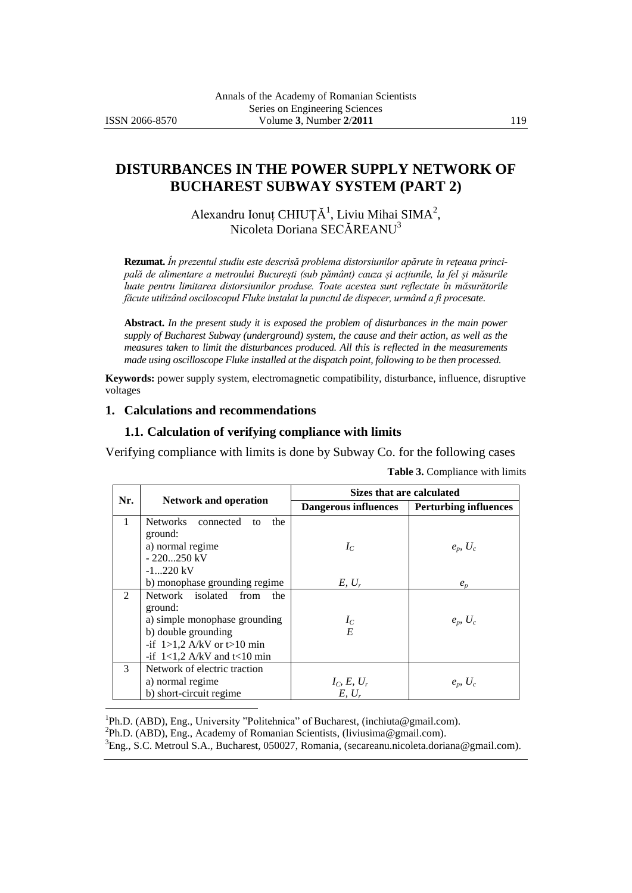# DISTURBANCES IN THE POWER SUPPLY NETWORK OF BUCHAREST SUBWAY SYSTEM (PART 2)

Alexandru Ionuț CHIUȚĂ[1], Liviu Mihai SIMA[2], Nicoleta Doriana SECĂREANU[3]

**Rezumat.** *În prezentul studiu este descrisă problema distorsiunilor apărute în rețeaua principală de alimentare a metroului București (sub pământ) cauza și acțiunile, la fel și măsurile luate pentru limitarea distorsiunilor produse. Toate acestea sunt reflectate în măsurătorile făcute utilizând osciloscopul Fluke instalat la punctul de dispecer, urmând a fi procesate.*

**Abstract.** *In the present study it is exposed the problem of disturbances in the main power supply of Bucharest Subway (underground) system, the cause and their action, as well as the measures taken to limit the disturbances produced. All this is reflected in the measurements made using oscilloscope Fluke installed at the dispatch point, following to be then processed.*

**Keywords:** power supply system, electromagnetic compatibility, disturbance, influence, disruptive voltages

## 1. Calculations and recommendations

### 1.1. Calculation of verifying compliance with limits

Verifying compliance with limits is done by Subway Co. for the following cases

**Table 3.** Compliance with limits

| Nr. | Network and operation | Sizes that are calculated | |
|---|---|---|---|
| | | **Dangerous influences** | **Perturbing influences** |
| 1 | Networks connected to the ground:<br>a) normal regime<br>- 220...250 kV<br>-1...220 kV<br>b) monophase grounding regime | $I_C$<br><br>$E$, $U_r$ | $e_p$, $U_c$<br><br>$e_p$ |
| 2 | Network isolated from the ground:<br>a) simple monophase grounding<br>b) double grounding<br>-if 1>1,2 A/kV or t>10 min<br>-if 1<1,2 A/kV and t<10 min | $I_C$<br>$E$ | $e_p$, $U_c$ |
| 3 | Network of electric traction<br>a) normal regime<br>b) short-circuit regime | $I_C$, $E$, $U_r$<br>$E$, $U_r$ | $e_p$, $U_c$ |

[1]Ph.D. (ABD), Eng., University "Politehnica" of Bucharest, (inchiuta@gmail.com).
[2]Ph.D. (ABD), Eng., Academy of Romanian Scientists, (liviusima@gmail.com).
[3]Eng., S.C. Metroul S.A., Bucharest, 050027, Romania, (secareanu.nicoleta.doriana@gmail.com).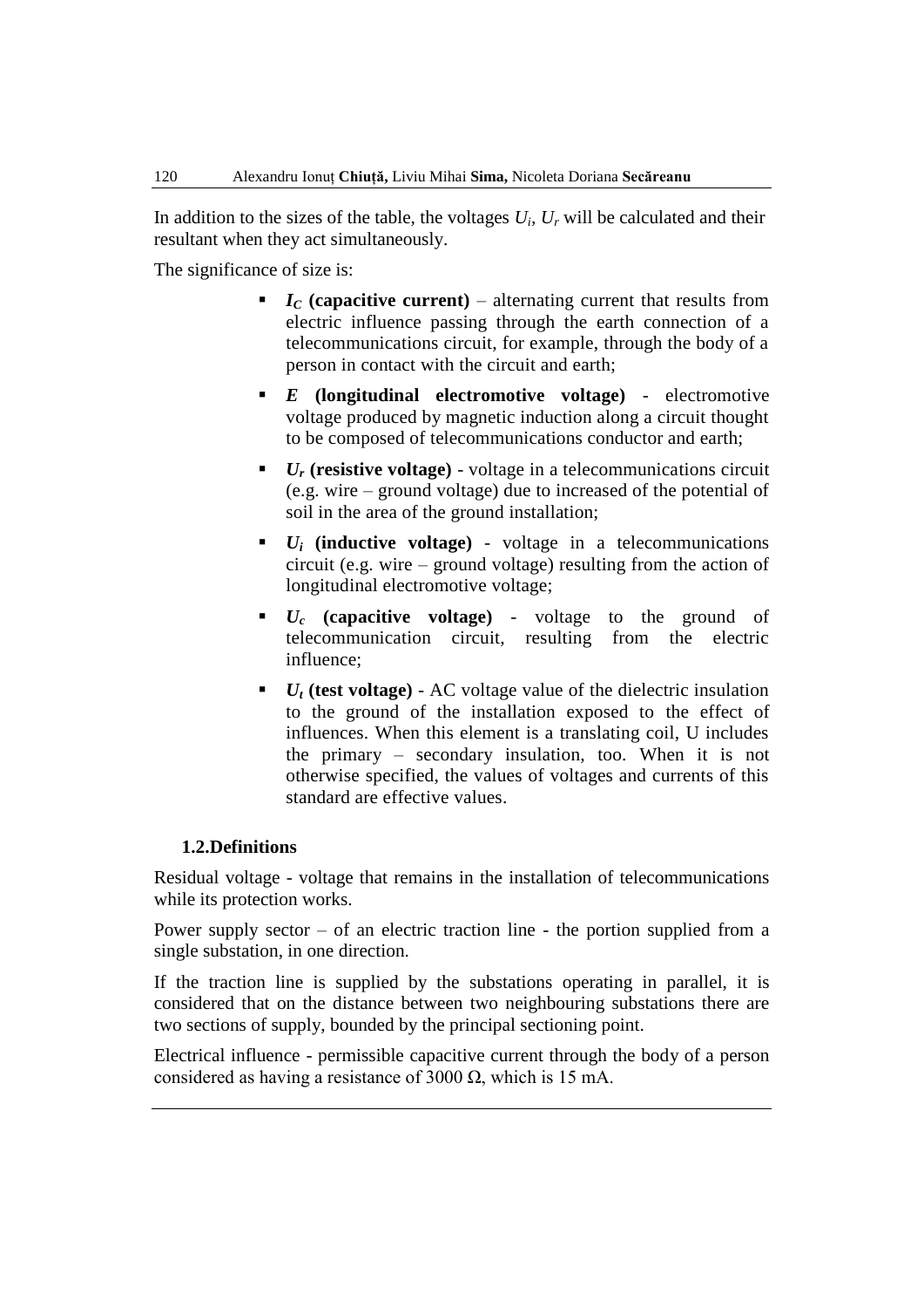In addition to the sizes of the table, the voltages $U_i$, $U_r$ will be calculated and their resultant when they act simultaneously.

The significance of size is:

- **$I_C$ (capacitive current)** – alternating current that results from electric influence passing through the earth connection of a telecommunications circuit, for example, through the body of a person in contact with the circuit and earth;
- **$E$ (longitudinal electromotive voltage)** - electromotive voltage produced by magnetic induction along a circuit thought to be composed of telecommunications conductor and earth;
- **$U_r$ (resistive voltage)** - voltage in a telecommunications circuit (e.g. wire – ground voltage) due to increased of the potential of soil in the area of the ground installation;
- **$U_i$ (inductive voltage)** - voltage in a telecommunications circuit (e.g. wire – ground voltage) resulting from the action of longitudinal electromotive voltage;
- **$U_c$ (capacitive voltage)** - voltage to the ground of telecommunication circuit, resulting from the electric influence;
- **$U_t$ (test voltage)** - AC voltage value of the dielectric insulation to the ground of the installation exposed to the effect of influences. When this element is a translating coil, U includes the primary – secondary insulation, too. When it is not otherwise specified, the values of voltages and currents of this standard are effective values.

### 1.2.Definitions

Residual voltage - voltage that remains in the installation of telecommunications while its protection works.

Power supply sector – of an electric traction line - the portion supplied from a single substation, in one direction.

If the traction line is supplied by the substations operating in parallel, it is considered that on the distance between two neighbouring substations there are two sections of supply, bounded by the principal sectioning point.

Electrical influence - permissible capacitive current through the body of a person considered as having a resistance of 3000 Ω, which is 15 mA.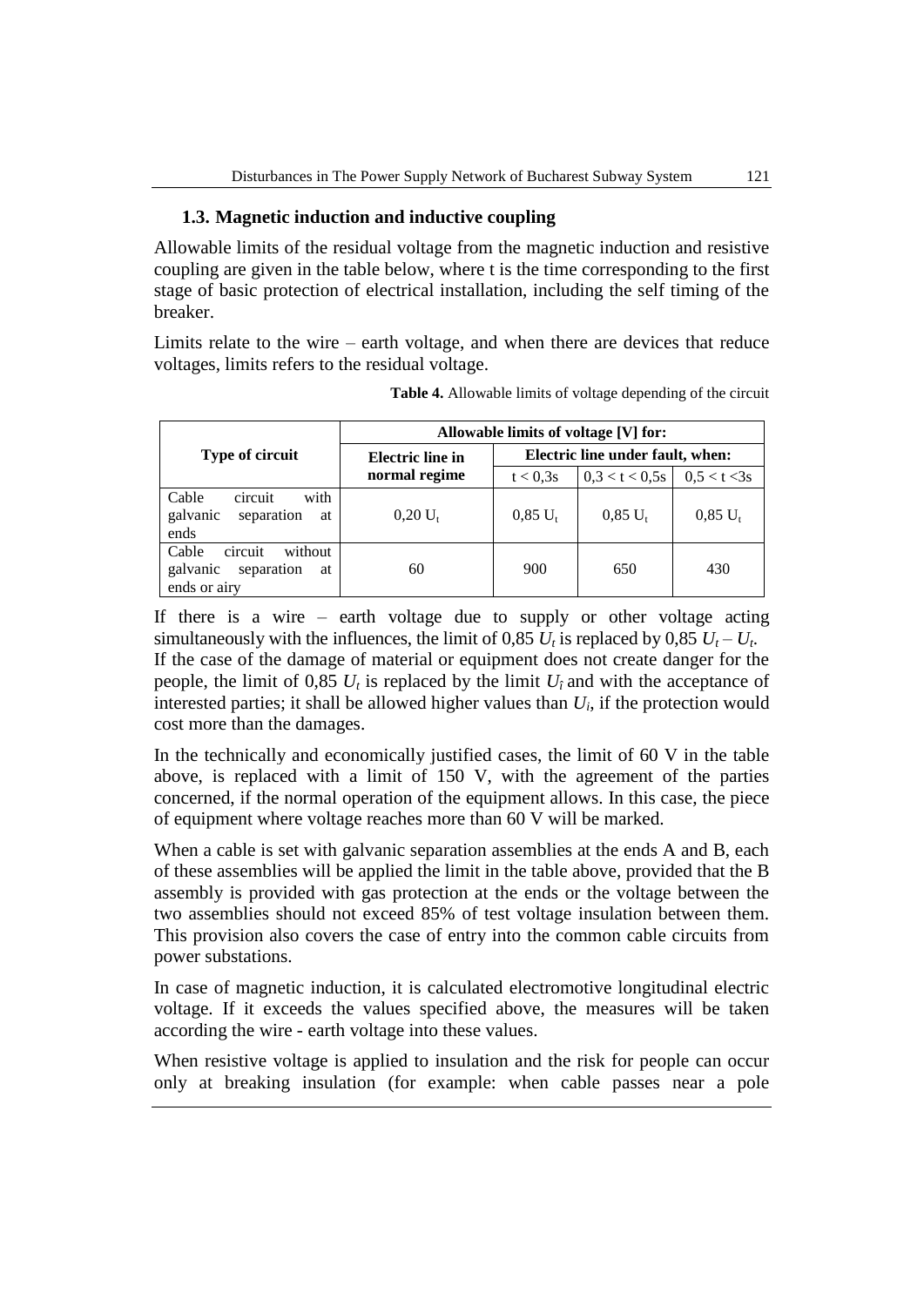### 1.3. Magnetic induction and inductive coupling

Allowable limits of the residual voltage from the magnetic induction and resistive coupling are given in the table below, where t is the time corresponding to the first stage of basic protection of electrical installation, including the self timing of the breaker.

Limits relate to the wire – earth voltage, and when there are devices that reduce voltages, limits refers to the residual voltage.

**Table 4.** Allowable limits of voltage depending of the circuit

| Type of circuit | Allowable limits of voltage [V] for: | | | |
|---|---|---|---|---|
| | Electric line in normal regime | Electric line under fault, when: | | |
| | | $t < 0{,}3$s | $0{,}3 < t < 0{,}5$s | $0{,}5 < t < 3$s |
| Cable circuit with galvanic separation at ends | $0{,}20\ U_t$ | $0{,}85\ U_t$ | $0{,}85\ U_t$ | $0{,}85\ U_t$ |
| Cable circuit without galvanic separation at ends or airy | 60 | 900 | 650 | 430 |

If there is a wire – earth voltage due to supply or other voltage acting simultaneously with the influences, the limit of $0{,}85\ U_t$ is replaced by $0{,}85\ U_t - U_t$.
If the case of the damage of material or equipment does not create danger for the people, the limit of $0{,}85\ U_t$ is replaced by the limit $U_i$ and with the acceptance of interested parties; it shall be allowed higher values than $U_i$, if the protection would cost more than the damages.

In the technically and economically justified cases, the limit of 60 V in the table above, is replaced with a limit of 150 V, with the agreement of the parties concerned, if the normal operation of the equipment allows. In this case, the piece of equipment where voltage reaches more than 60 V will be marked.

When a cable is set with galvanic separation assemblies at the ends A and B, each of these assemblies will be applied the limit in the table above, provided that the B assembly is provided with gas protection at the ends or the voltage between the two assemblies should not exceed 85% of test voltage insulation between them. This provision also covers the case of entry into the common cable circuits from power substations.

In case of magnetic induction, it is calculated electromotive longitudinal electric voltage. If it exceeds the values specified above, the measures will be taken according the wire - earth voltage into these values.

When resistive voltage is applied to insulation and the risk for people can occur only at breaking insulation (for example: when cable passes near a pole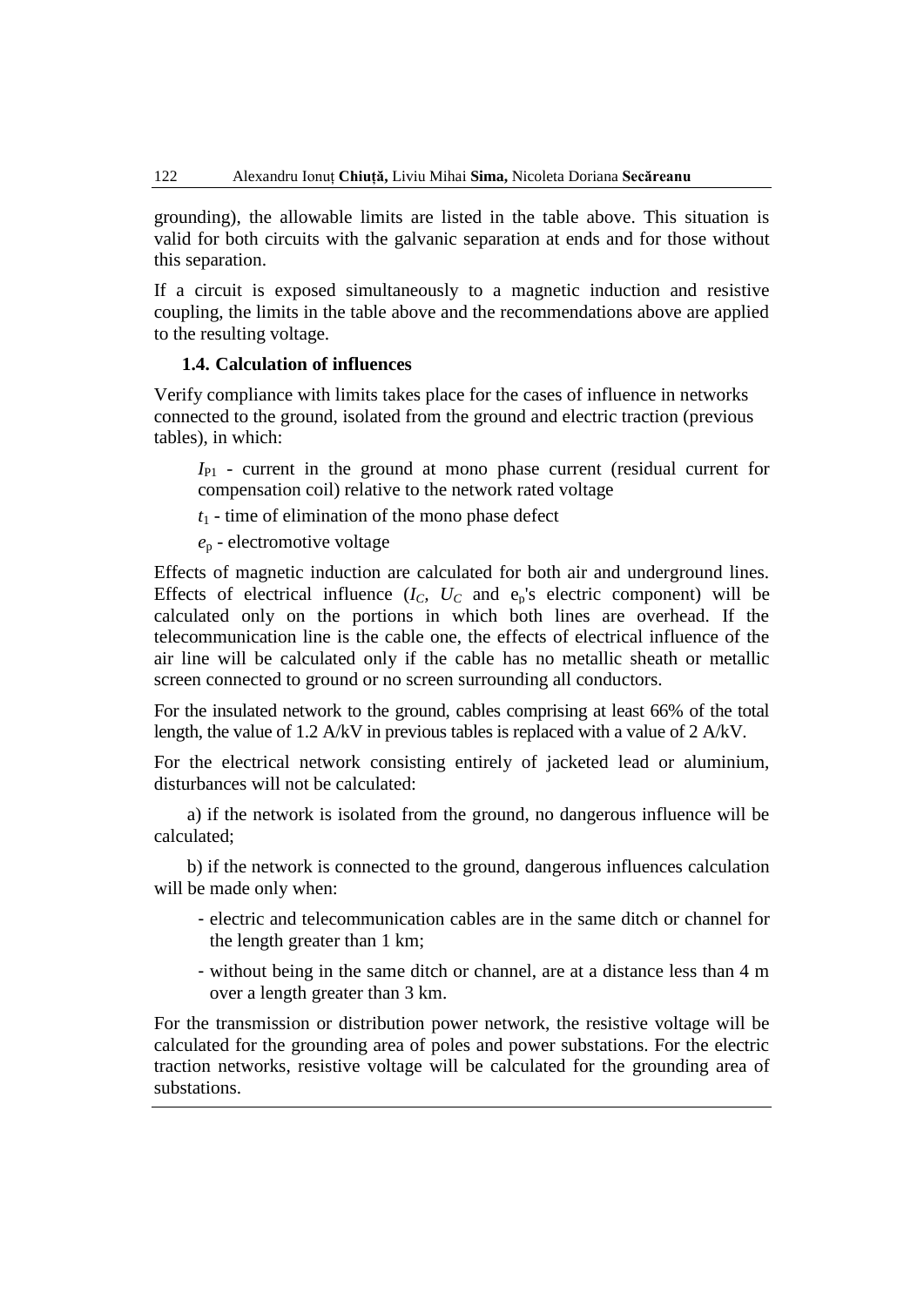grounding), the allowable limits are listed in the table above. This situation is valid for both circuits with the galvanic separation at ends and for those without this separation.

If a circuit is exposed simultaneously to a magnetic induction and resistive coupling, the limits in the table above and the recommendations above are applied to the resulting voltage.

### 1.4. Calculation of influences

Verify compliance with limits takes place for the cases of influence in networks connected to the ground, isolated from the ground and electric traction (previous tables), in which:

$I_{P1}$ - current in the ground at mono phase current (residual current for compensation coil) relative to the network rated voltage

$t_1$ - time of elimination of the mono phase defect

$e_p$ - electromotive voltage

Effects of magnetic induction are calculated for both air and underground lines. Effects of electrical influence ($I_C$, $U_C$ and $e_p$'s electric component) will be calculated only on the portions in which both lines are overhead. If the telecommunication line is the cable one, the effects of electrical influence of the air line will be calculated only if the cable has no metallic sheath or metallic screen connected to ground or no screen surrounding all conductors.

For the insulated network to the ground, cables comprising at least 66% of the total length, the value of 1.2 A/kV in previous tables is replaced with a value of 2 A/kV.

For the electrical network consisting entirely of jacketed lead or aluminium, disturbances will not be calculated:

a) if the network is isolated from the ground, no dangerous influence will be calculated;

b) if the network is connected to the ground, dangerous influences calculation will be made only when:

- electric and telecommunication cables are in the same ditch or channel for the length greater than 1 km;
- without being in the same ditch or channel, are at a distance less than 4 m over a length greater than 3 km.

For the transmission or distribution power network, the resistive voltage will be calculated for the grounding area of poles and power substations. For the electric traction networks, resistive voltage will be calculated for the grounding area of substations.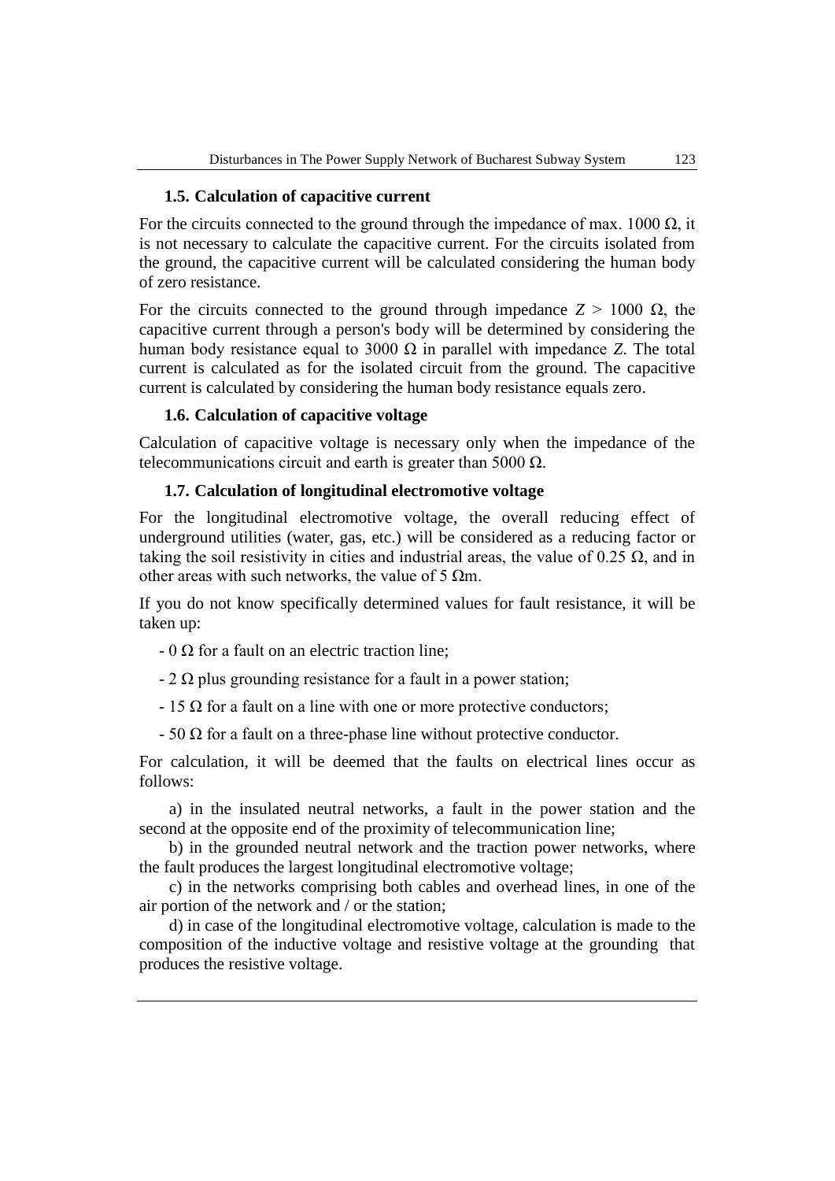### 1.5. Calculation of capacitive current

For the circuits connected to the ground through the impedance of max. 1000 Ω, it is not necessary to calculate the capacitive current. For the circuits isolated from the ground, the capacitive current will be calculated considering the human body of zero resistance.

For the circuits connected to the ground through impedance $Z > 1000\ \Omega$, the capacitive current through a person's body will be determined by considering the human body resistance equal to 3000 Ω in parallel with impedance $Z$. The total current is calculated as for the isolated circuit from the ground. The capacitive current is calculated by considering the human body resistance equals zero.

### 1.6. Calculation of capacitive voltage

Calculation of capacitive voltage is necessary only when the impedance of the telecommunications circuit and earth is greater than 5000 Ω.

### 1.7. Calculation of longitudinal electromotive voltage

For the longitudinal electromotive voltage, the overall reducing effect of underground utilities (water, gas, etc.) will be considered as a reducing factor or taking the soil resistivity in cities and industrial areas, the value of 0.25 Ω, and in other areas with such networks, the value of 5 Ωm.

If you do not know specifically determined values for fault resistance, it will be taken up:

- 0 Ω for a fault on an electric traction line;
- 2 Ω plus grounding resistance for a fault in a power station;
- 15 Ω for a fault on a line with one or more protective conductors;
- 50 Ω for a fault on a three-phase line without protective conductor.

For calculation, it will be deemed that the faults on electrical lines occur as follows:

a) in the insulated neutral networks, a fault in the power station and the second at the opposite end of the proximity of telecommunication line;

b) in the grounded neutral network and the traction power networks, where the fault produces the largest longitudinal electromotive voltage;

c) in the networks comprising both cables and overhead lines, in one of the air portion of the network and / or the station;

d) in case of the longitudinal electromotive voltage, calculation is made to the composition of the inductive voltage and resistive voltage at the grounding that produces the resistive voltage.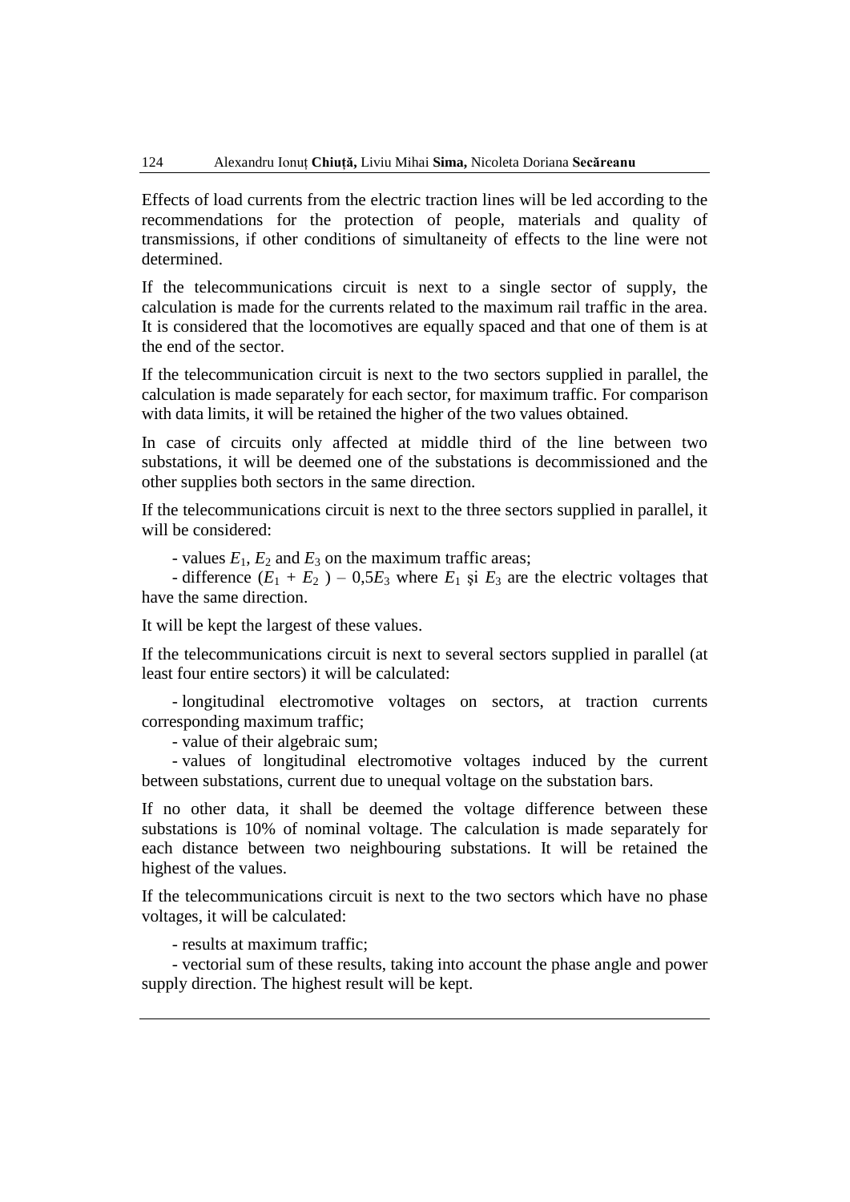Effects of load currents from the electric traction lines will be led according to the recommendations for the protection of people, materials and quality of transmissions, if other conditions of simultaneity of effects to the line were not determined.

If the telecommunications circuit is next to a single sector of supply, the calculation is made for the currents related to the maximum rail traffic in the area. It is considered that the locomotives are equally spaced and that one of them is at the end of the sector.

If the telecommunication circuit is next to the two sectors supplied in parallel, the calculation is made separately for each sector, for maximum traffic. For comparison with data limits, it will be retained the higher of the two values obtained.

In case of circuits only affected at middle third of the line between two substations, it will be deemed one of the substations is decommissioned and the other supplies both sectors in the same direction.

If the telecommunications circuit is next to the three sectors supplied in parallel, it will be considered:

- values $E_1$, $E_2$ and $E_3$ on the maximum traffic areas;
- difference $(E_1 + E_2) - 0{,}5E_3$ where $E_1$ şi $E_3$ are the electric voltages that have the same direction.

It will be kept the largest of these values.

If the telecommunications circuit is next to several sectors supplied in parallel (at least four entire sectors) it will be calculated:

- longitudinal electromotive voltages on sectors, at traction currents corresponding maximum traffic;
- value of their algebraic sum;
- values of longitudinal electromotive voltages induced by the current between substations, current due to unequal voltage on the substation bars.

If no other data, it shall be deemed the voltage difference between these substations is 10% of nominal voltage. The calculation is made separately for each distance between two neighbouring substations. It will be retained the highest of the values.

If the telecommunications circuit is next to the two sectors which have no phase voltages, it will be calculated:

- results at maximum traffic;
- vectorial sum of these results, taking into account the phase angle and power supply direction. The highest result will be kept.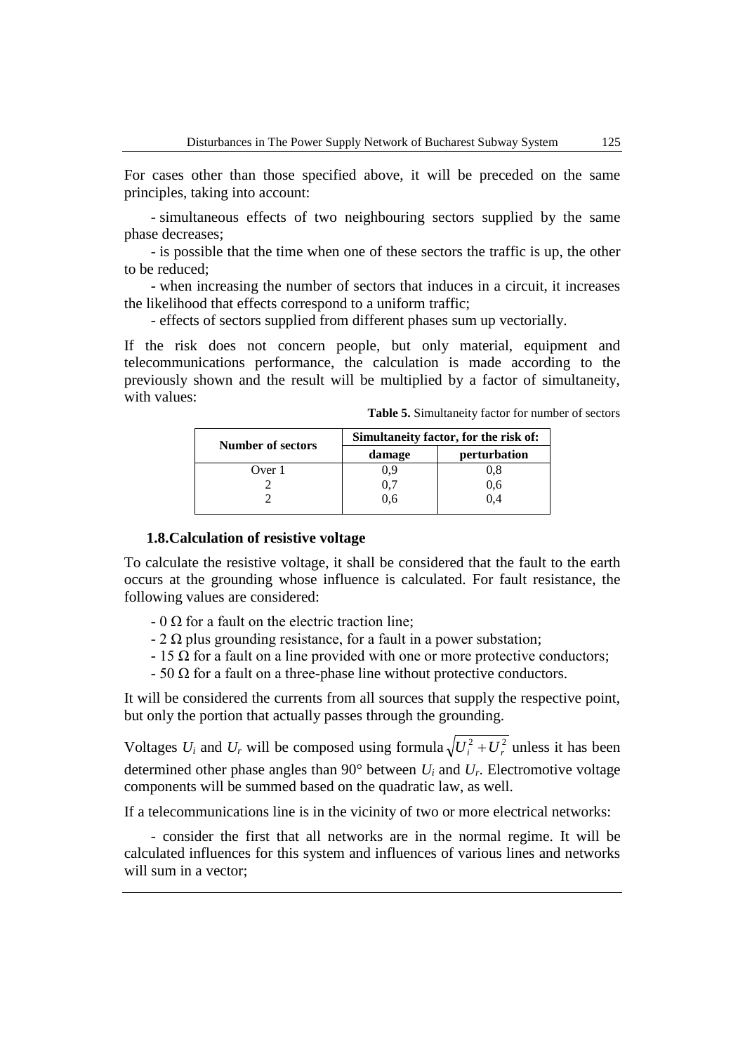For cases other than those specified above, it will be preceded on the same principles, taking into account:

- simultaneous effects of two neighbouring sectors supplied by the same phase decreases;
- is possible that the time when one of these sectors the traffic is up, the other to be reduced;
- when increasing the number of sectors that induces in a circuit, it increases the likelihood that effects correspond to a uniform traffic;
- effects of sectors supplied from different phases sum up vectorially.

If the risk does not concern people, but only material, equipment and telecommunications performance, the calculation is made according to the previously shown and the result will be multiplied by a factor of simultaneity, with values:

**Table 5.** Simultaneity factor for number of sectors

| Number of sectors | Simultaneity factor, for the risk of: | |
|---|---|---|
| | damage | perturbation |
| Over 1 | 0,9 | 0,8 |
| 2 | 0,7 | 0,6 |
| 2 | 0,6 | 0,4 |

### 1.8.Calculation of resistive voltage

To calculate the resistive voltage, it shall be considered that the fault to the earth occurs at the grounding whose influence is calculated. For fault resistance, the following values are considered:

- 0 Ω for a fault on the electric traction line;
- 2 Ω plus grounding resistance, for a fault in a power substation;
- 15 Ω for a fault on a line provided with one or more protective conductors;
- 50 Ω for a fault on a three-phase line without protective conductors.

It will be considered the currents from all sources that supply the respective point, but only the portion that actually passes through the grounding.

Voltages $U_i$ and $U_r$ will be composed using formula $\sqrt{U_i^2 + U_r^2}$ unless it has been determined other phase angles than 90° between $U_i$ and $U_r$. Electromotive voltage components will be summed based on the quadratic law, as well.

If a telecommunications line is in the vicinity of two or more electrical networks:

- consider the first that all networks are in the normal regime. It will be calculated influences for this system and influences of various lines and networks will sum in a vector;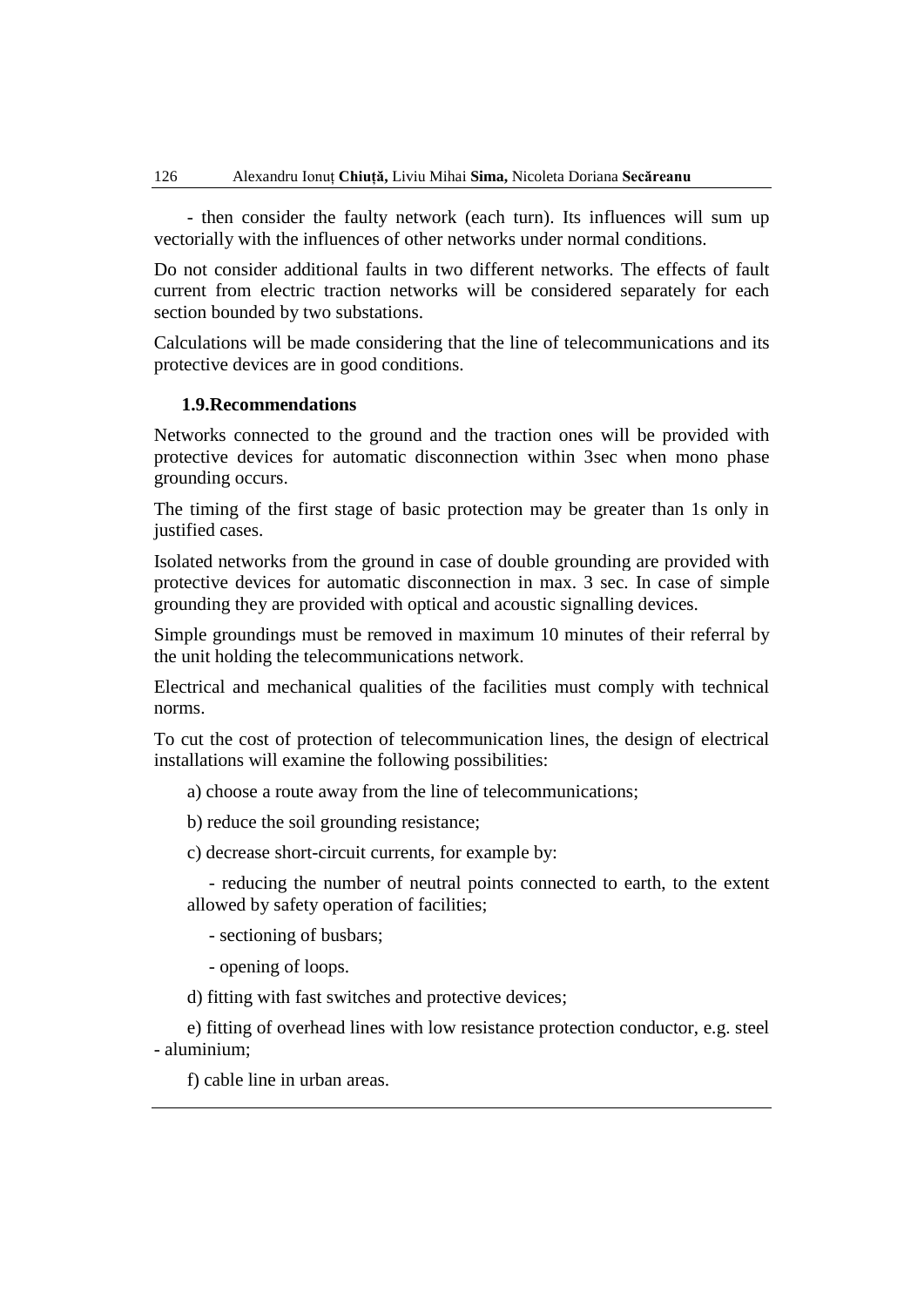- then consider the faulty network (each turn). Its influences will sum up vectorially with the influences of other networks under normal conditions.

Do not consider additional faults in two different networks. The effects of fault current from electric traction networks will be considered separately for each section bounded by two substations.

Calculations will be made considering that the line of telecommunications and its protective devices are in good conditions.

### 1.9.Recommendations

Networks connected to the ground and the traction ones will be provided with protective devices for automatic disconnection within 3sec when mono phase grounding occurs.

The timing of the first stage of basic protection may be greater than 1s only in justified cases.

Isolated networks from the ground in case of double grounding are provided with protective devices for automatic disconnection in max. 3 sec. In case of simple grounding they are provided with optical and acoustic signalling devices.

Simple groundings must be removed in maximum 10 minutes of their referral by the unit holding the telecommunications network.

Electrical and mechanical qualities of the facilities must comply with technical norms.

To cut the cost of protection of telecommunication lines, the design of electrical installations will examine the following possibilities:

a) choose a route away from the line of telecommunications;

b) reduce the soil grounding resistance;

c) decrease short-circuit currents, for example by:

- reducing the number of neutral points connected to earth, to the extent allowed by safety operation of facilities;
- sectioning of busbars;
- opening of loops.

d) fitting with fast switches and protective devices;

e) fitting of overhead lines with low resistance protection conductor, e.g. steel - aluminium;

f) cable line in urban areas.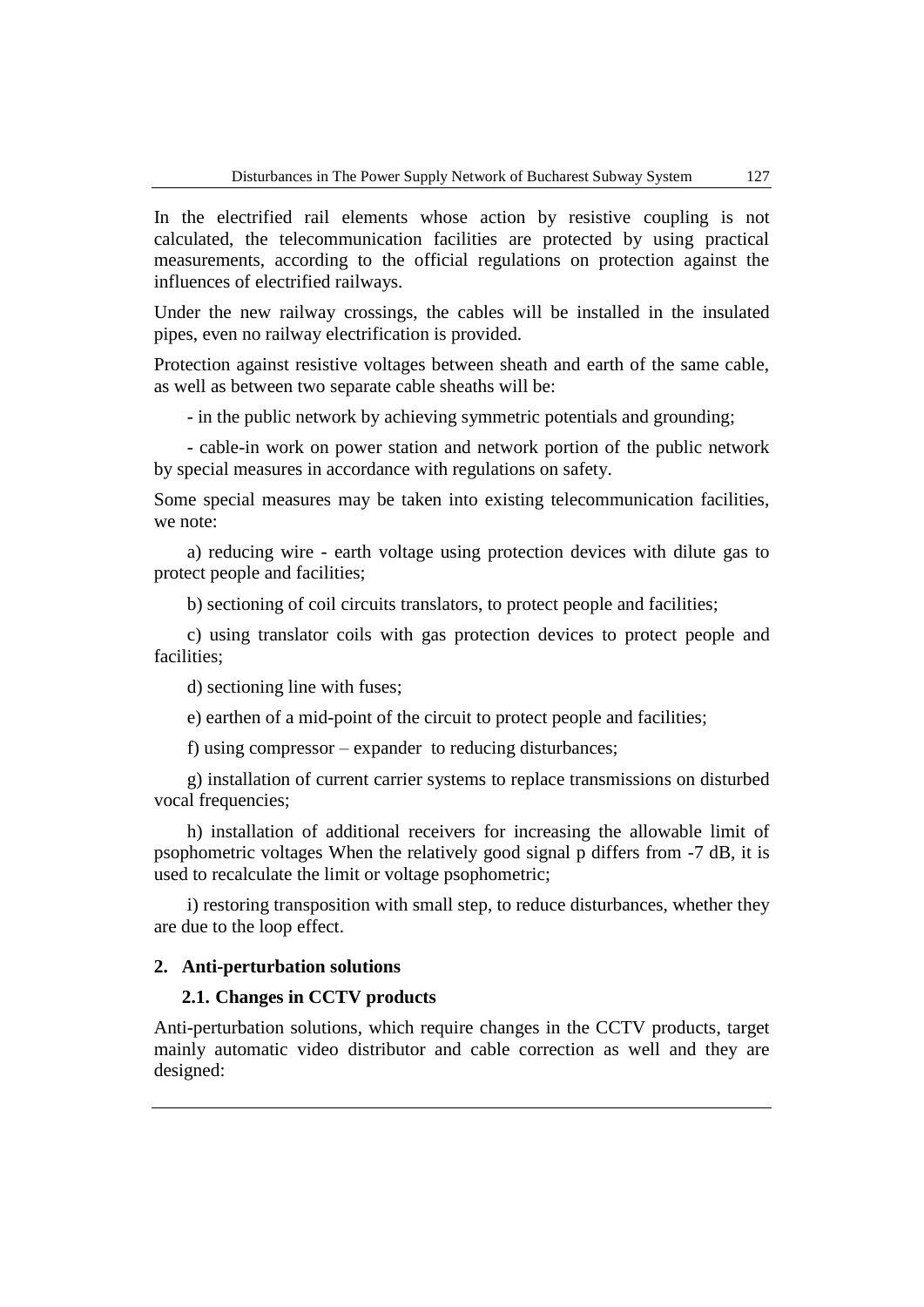In the electrified rail elements whose action by resistive coupling is not calculated, the telecommunication facilities are protected by using practical measurements, according to the official regulations on protection against the influences of electrified railways.

Under the new railway crossings, the cables will be installed in the insulated pipes, even no railway electrification is provided.

Protection against resistive voltages between sheath and earth of the same cable, as well as between two separate cable sheaths will be:

- in the public network by achieving symmetric potentials and grounding;

- cable-in work on power station and network portion of the public network by special measures in accordance with regulations on safety.

Some special measures may be taken into existing telecommunication facilities, we note:

a) reducing wire - earth voltage using protection devices with dilute gas to protect people and facilities;

b) sectioning of coil circuits translators, to protect people and facilities;

c) using translator coils with gas protection devices to protect people and facilities;

d) sectioning line with fuses;

e) earthen of a mid-point of the circuit to protect people and facilities;

f) using compressor – expander to reducing disturbances;

g) installation of current carrier systems to replace transmissions on disturbed vocal frequencies;

h) installation of additional receivers for increasing the allowable limit of psophometric voltages When the relatively good signal p differs from -7 dB, it is used to recalculate the limit or voltage psophometric;

i) restoring transposition with small step, to reduce disturbances, whether they are due to the loop effect.

## 2. Anti-perturbation solutions

### 2.1. Changes in CCTV products

Anti-perturbation solutions, which require changes in the CCTV products, target mainly automatic video distributor and cable correction as well and they are designed: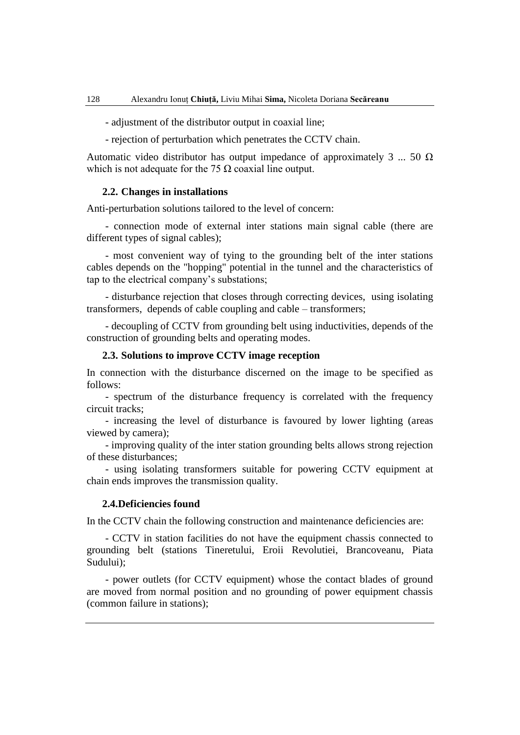- adjustment of the distributor output in coaxial line;

- rejection of perturbation which penetrates the CCTV chain.

Automatic video distributor has output impedance of approximately 3 ... 50 Ω which is not adequate for the 75 Ω coaxial line output.

### 2.2. Changes in installations

Anti-perturbation solutions tailored to the level of concern:

- connection mode of external inter stations main signal cable (there are different types of signal cables);

- most convenient way of tying to the grounding belt of the inter stations cables depends on the "hopping" potential in the tunnel and the characteristics of tap to the electrical company's substations;

- disturbance rejection that closes through correcting devices, using isolating transformers, depends of cable coupling and cable – transformers;

- decoupling of CCTV from grounding belt using inductivities, depends of the construction of grounding belts and operating modes.

### 2.3. Solutions to improve CCTV image reception

In connection with the disturbance discerned on the image to be specified as follows:

- spectrum of the disturbance frequency is correlated with the frequency circuit tracks;
- increasing the level of disturbance is favoured by lower lighting (areas viewed by camera);
- improving quality of the inter station grounding belts allows strong rejection of these disturbances;
- using isolating transformers suitable for powering CCTV equipment at chain ends improves the transmission quality.

### 2.4. Deficiencies found

In the CCTV chain the following construction and maintenance deficiencies are:

- CCTV in station facilities do not have the equipment chassis connected to grounding belt (stations Tineretului, Eroii Revolutiei, Brancoveanu, Piata Sudului);

- power outlets (for CCTV equipment) whose the contact blades of ground are moved from normal position and no grounding of power equipment chassis (common failure in stations);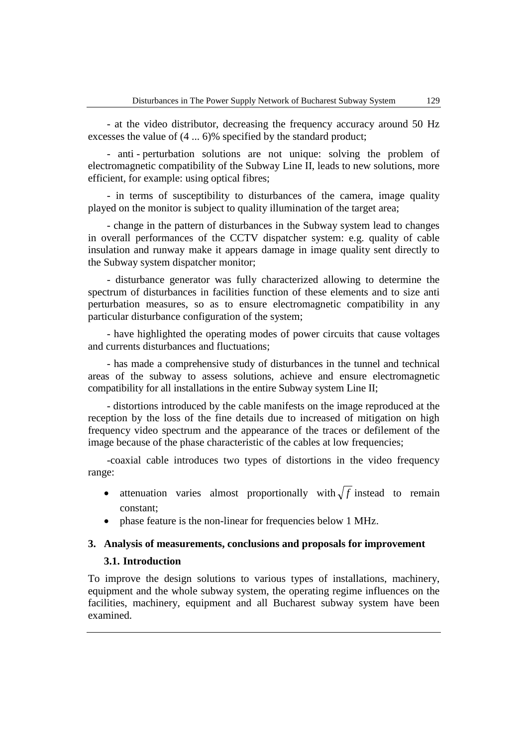- at the video distributor, decreasing the frequency accuracy around 50 Hz excesses the value of (4 ... 6)% specified by the standard product;

- anti - perturbation solutions are not unique: solving the problem of electromagnetic compatibility of the Subway Line II, leads to new solutions, more efficient, for example: using optical fibres;

- in terms of susceptibility to disturbances of the camera, image quality played on the monitor is subject to quality illumination of the target area;

- change in the pattern of disturbances in the Subway system lead to changes in overall performances of the CCTV dispatcher system: e.g. quality of cable insulation and runway make it appears damage in image quality sent directly to the Subway system dispatcher monitor;

- disturbance generator was fully characterized allowing to determine the spectrum of disturbances in facilities function of these elements and to size anti perturbation measures, so as to ensure electromagnetic compatibility in any particular disturbance configuration of the system;

- have highlighted the operating modes of power circuits that cause voltages and currents disturbances and fluctuations;

- has made a comprehensive study of disturbances in the tunnel and technical areas of the subway to assess solutions, achieve and ensure electromagnetic compatibility for all installations in the entire Subway system Line II;

- distortions introduced by the cable manifests on the image reproduced at the reception by the loss of the fine details due to increased of mitigation on high frequency video spectrum and the appearance of the traces or defilement of the image because of the phase characteristic of the cables at low frequencies;

-coaxial cable introduces two types of distortions in the video frequency range:

- attenuation varies almost proportionally with $\sqrt{f}$ instead to remain constant;
- phase feature is the non-linear for frequencies below 1 MHz.

## 3. Analysis of measurements, conclusions and proposals for improvement

### 3.1. Introduction

To improve the design solutions to various types of installations, machinery, equipment and the whole subway system, the operating regime influences on the facilities, machinery, equipment and all Bucharest subway system have been examined.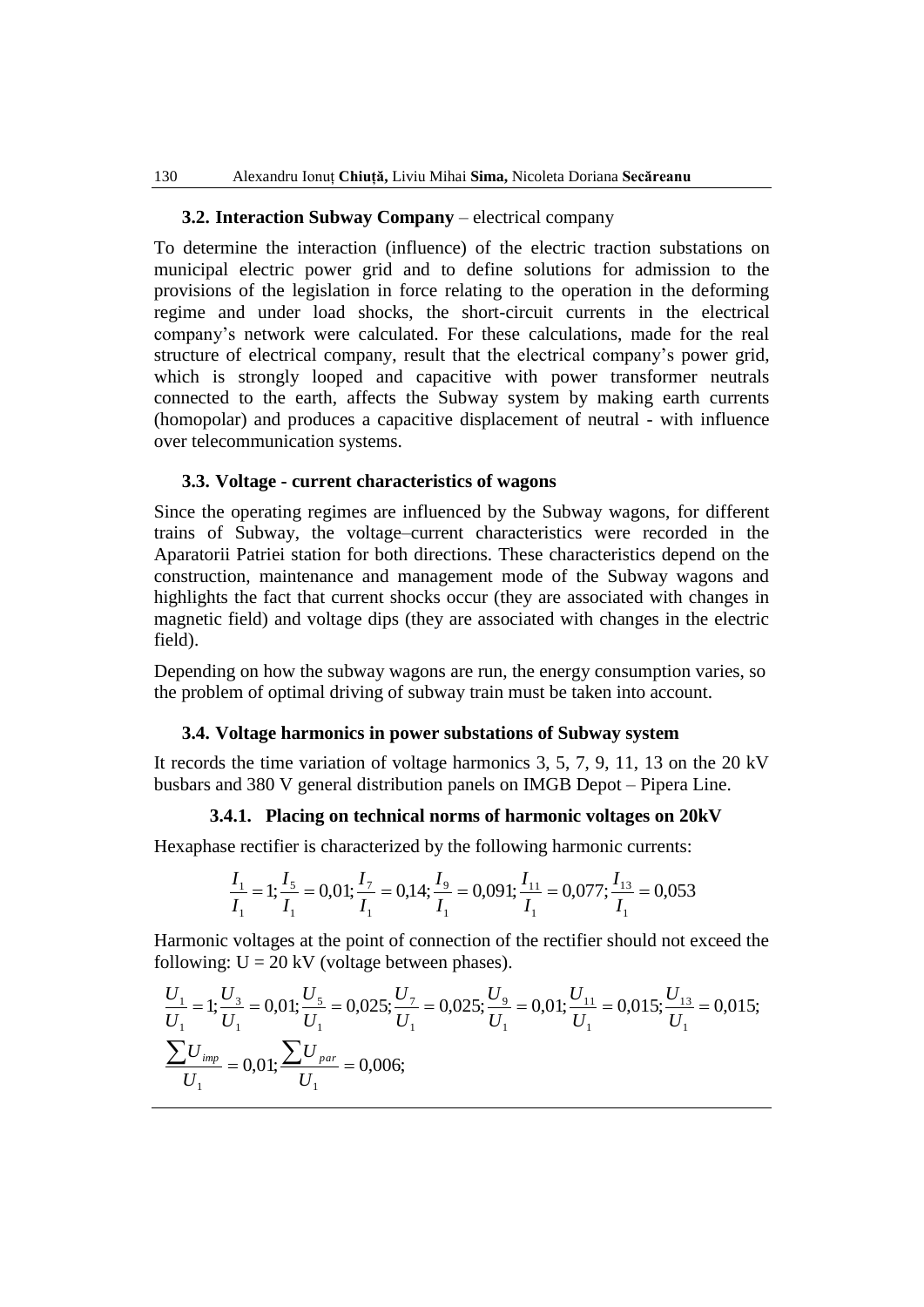### 3.2. **Interaction Subway Company** – electrical company

To determine the interaction (influence) of the electric traction substations on municipal electric power grid and to define solutions for admission to the provisions of the legislation in force relating to the operation in the deforming regime and under load shocks, the short-circuit currents in the electrical company's network were calculated. For these calculations, made for the real structure of electrical company, result that the electrical company's power grid, which is strongly looped and capacitive with power transformer neutrals connected to the earth, affects the Subway system by making earth currents (homopolar) and produces a capacitive displacement of neutral - with influence over telecommunication systems.

### 3.3. Voltage - current characteristics of wagons

Since the operating regimes are influenced by the Subway wagons, for different trains of Subway, the voltage–current characteristics were recorded in the Aparatorii Patriei station for both directions. These characteristics depend on the construction, maintenance and management mode of the Subway wagons and highlights the fact that current shocks occur (they are associated with changes in magnetic field) and voltage dips (they are associated with changes in the electric field).

Depending on how the subway wagons are run, the energy consumption varies, so the problem of optimal driving of subway train must be taken into account.

### 3.4. Voltage harmonics in power substations of Subway system

It records the time variation of voltage harmonics 3, 5, 7, 9, 11, 13 on the 20 kV busbars and 380 V general distribution panels on IMGB Depot – Pipera Line.

#### 3.4.1. Placing on technical norms of harmonic voltages on 20kV

Hexaphase rectifier is characterized by the following harmonic currents:

$$\frac{I_1}{I_1} = 1; \frac{I_5}{I_1} = 0{,}01; \frac{I_7}{I_1} = 0{,}14; \frac{I_9}{I_1} = 0{,}091; \frac{I_{11}}{I_1} = 0{,}077; \frac{I_{13}}{I_1} = 0{,}053$$

Harmonic voltages at the point of connection of the rectifier should not exceed the following: U = 20 kV (voltage between phases).

$$\frac{U_1}{U_1} = 1; \frac{U_3}{U_1} = 0{,}01; \frac{U_5}{U_1} = 0{,}025; \frac{U_7}{U_1} = 0{,}025; \frac{U_9}{U_1} = 0{,}01; \frac{U_{11}}{U_1} = 0{,}015; \frac{U_{13}}{U_1} = 0{,}015;$$

$$\frac{\sum U_{imp}}{U_1} = 0{,}01; \frac{\sum U_{par}}{U_1} = 0{,}006;$$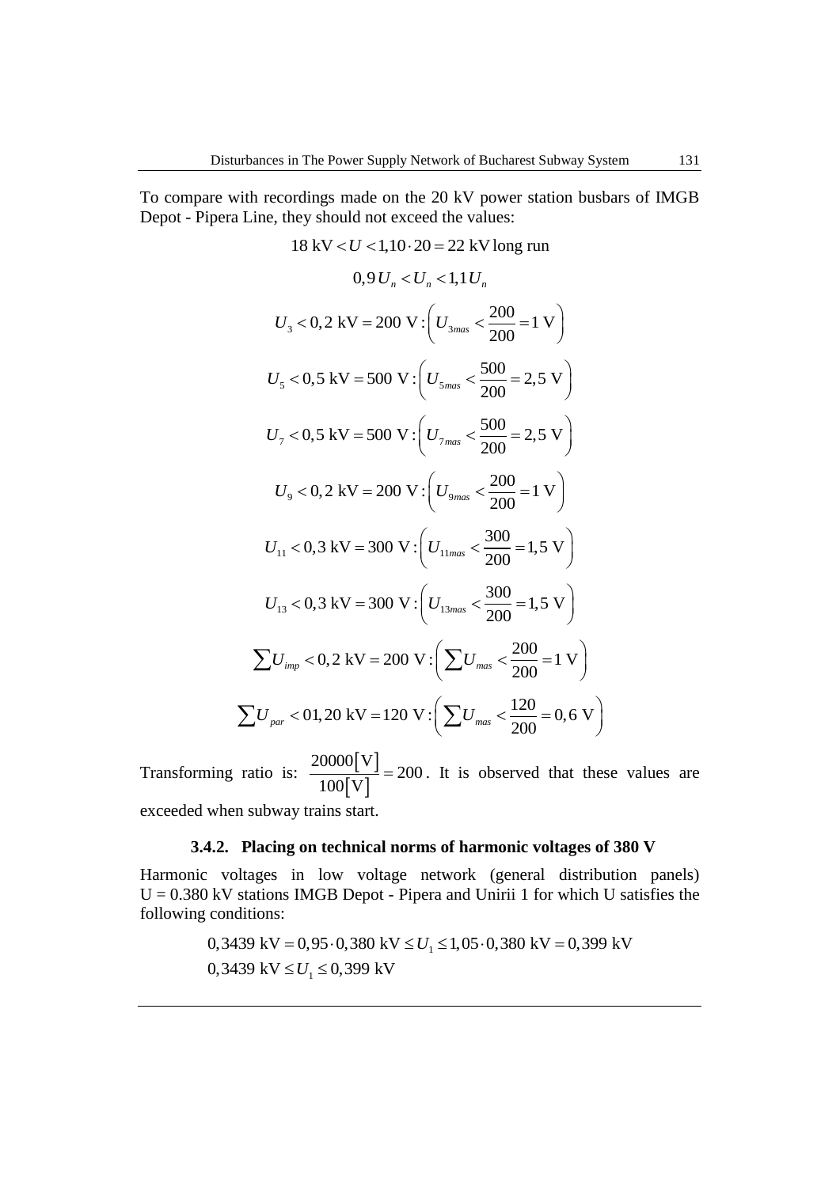To compare with recordings made on the 20 kV power station busbars of IMGB Depot - Pipera Line, they should not exceed the values:

$$18 \text{ kV} < U < 1{,}10 \cdot 20 = 22 \text{ kV long run}$$

$$0{,}9\,U_n < U_n < 1{,}1\,U_n$$

$$U_3 < 0{,}2 \text{ kV} = 200 \text{ V} : \left( U_{3mas} < \frac{200}{200} = 1 \text{ V} \right)$$

$$U_5 < 0{,}5 \text{ kV} = 500 \text{ V} : \left( U_{5mas} < \frac{500}{200} = 2{,}5 \text{ V} \right)$$

$$U_7 < 0{,}5 \text{ kV} = 500 \text{ V} : \left( U_{7mas} < \frac{500}{200} = 2{,}5 \text{ V} \right)$$

$$U_9 < 0{,}2 \text{ kV} = 200 \text{ V} : \left( U_{9mas} < \frac{200}{200} = 1 \text{ V} \right)$$

$$U_{11} < 0{,}3 \text{ kV} = 300 \text{ V} : \left( U_{11mas} < \frac{300}{200} = 1{,}5 \text{ V} \right)$$

$$U_{13} < 0{,}3 \text{ kV} = 300 \text{ V} : \left( U_{13mas} < \frac{300}{200} = 1{,}5 \text{ V} \right)$$

$$\sum U_{imp} < 0{,}2 \text{ kV} = 200 \text{ V} : \left( \sum U_{mas} < \frac{200}{200} = 1 \text{ V} \right)$$

$$\sum U_{par} < 01{,}20 \text{ kV} = 120 \text{ V} : \left( \sum U_{mas} < \frac{120}{200} = 0{,}6 \text{ V} \right)$$

Transforming ratio is: $\frac{20000[\text{V}]}{100[\text{V}]} = 200$. It is observed that these values are exceeded when subway trains start.

### 3.4.2. Placing on technical norms of harmonic voltages of 380 V

Harmonic voltages in low voltage network (general distribution panels) U = 0.380 kV stations IMGB Depot - Pipera and Unirii 1 for which U satisfies the following conditions:

$$0{,}3439 \text{ kV} = 0{,}95 \cdot 0{,}380 \text{ kV} \le U_1 \le 1{,}05 \cdot 0{,}380 \text{ kV} = 0{,}399 \text{ kV}$$

$$0{,}3439 \text{ kV} \le U_1 \le 0{,}399 \text{ kV}$$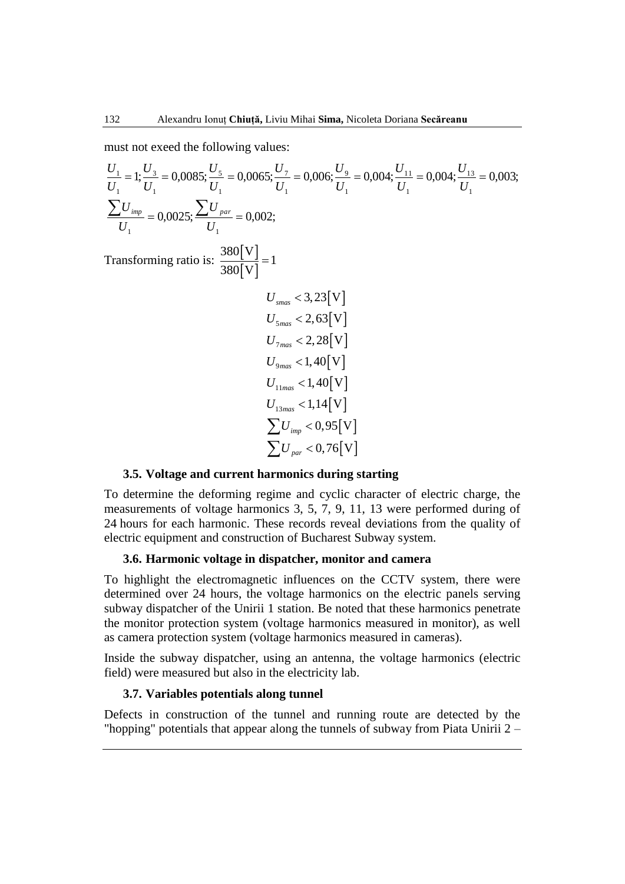must not exeed the following values:

$$\frac{U_1}{U_1} = 1; \frac{U_3}{U_1} = 0{,}0085; \frac{U_5}{U_1} = 0{,}0065; \frac{U_7}{U_1} = 0{,}006; \frac{U_9}{U_1} = 0{,}004; \frac{U_{11}}{U_1} = 0{,}004; \frac{U_{13}}{U_1} = 0{,}003;$$

$$\frac{\sum U_{imp}}{U_1} = 0{,}0025; \frac{\sum U_{par}}{U_1} = 0{,}002;$$

Transforming ratio is: $\frac{380[\mathrm{V}]}{380[\mathrm{V}]} = 1$

$$U_{smas} < 3{,}23[\mathrm{V}]$$
$$U_{5mas} < 2{,}63[\mathrm{V}]$$
$$U_{7mas} < 2{,}28[\mathrm{V}]$$
$$U_{9mas} < 1{,}40[\mathrm{V}]$$
$$U_{11mas} < 1{,}40[\mathrm{V}]$$
$$U_{13mas} < 1{,}14[\mathrm{V}]$$
$$\sum U_{imp} < 0{,}95[\mathrm{V}]$$
$$\sum U_{par} < 0{,}76[\mathrm{V}]$$

### 3.5. Voltage and current harmonics during starting

To determine the deforming regime and cyclic character of electric charge, the measurements of voltage harmonics 3, 5, 7, 9, 11, 13 were performed during of 24 hours for each harmonic. These records reveal deviations from the quality of electric equipment and construction of Bucharest Subway system.

### 3.6. Harmonic voltage in dispatcher, monitor and camera

To highlight the electromagnetic influences on the CCTV system, there were determined over 24 hours, the voltage harmonics on the electric panels serving subway dispatcher of the Unirii 1 station. Be noted that these harmonics penetrate the monitor protection system (voltage harmonics measured in monitor), as well as camera protection system (voltage harmonics measured in cameras).

Inside the subway dispatcher, using an antenna, the voltage harmonics (electric field) were measured but also in the electricity lab.

### 3.7. Variables potentials along tunnel

Defects in construction of the tunnel and running route are detected by the "hopping" potentials that appear along the tunnels of subway from Piata Unirii 2 –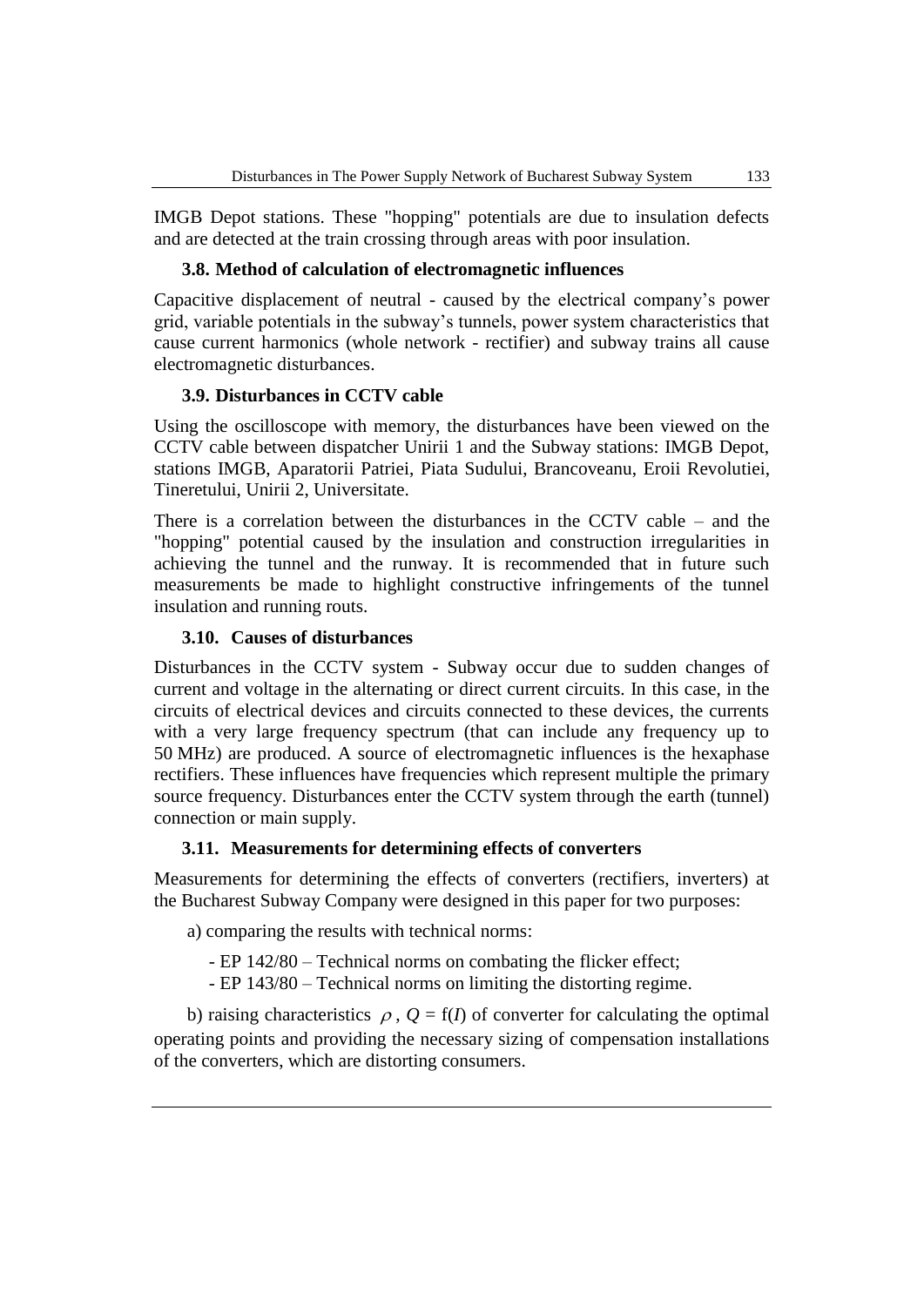IMGB Depot stations. These "hopping" potentials are due to insulation defects and are detected at the train crossing through areas with poor insulation.

### 3.8. Method of calculation of electromagnetic influences

Capacitive displacement of neutral - caused by the electrical company's power grid, variable potentials in the subway's tunnels, power system characteristics that cause current harmonics (whole network - rectifier) and subway trains all cause electromagnetic disturbances.

### 3.9. Disturbances in CCTV cable

Using the oscilloscope with memory, the disturbances have been viewed on the CCTV cable between dispatcher Unirii 1 and the Subway stations: IMGB Depot, stations IMGB, Aparatorii Patriei, Piata Sudului, Brancoveanu, Eroii Revolutiei, Tineretului, Unirii 2, Universitate.

There is a correlation between the disturbances in the CCTV cable – and the "hopping" potential caused by the insulation and construction irregularities in achieving the tunnel and the runway. It is recommended that in future such measurements be made to highlight constructive infringements of the tunnel insulation and running routs.

### 3.10. Causes of disturbances

Disturbances in the CCTV system - Subway occur due to sudden changes of current and voltage in the alternating or direct current circuits. In this case, in the circuits of electrical devices and circuits connected to these devices, the currents with a very large frequency spectrum (that can include any frequency up to 50 MHz) are produced. A source of electromagnetic influences is the hexaphase rectifiers. These influences have frequencies which represent multiple the primary source frequency. Disturbances enter the CCTV system through the earth (tunnel) connection or main supply.

### 3.11. Measurements for determining effects of converters

Measurements for determining the effects of converters (rectifiers, inverters) at the Bucharest Subway Company were designed in this paper for two purposes:

a) comparing the results with technical norms:

- EP 142/80 – Technical norms on combating the flicker effect;
- EP 143/80 – Technical norms on limiting the distorting regime.

b) raising characteristics $\rho$, $Q = \mathrm{f}(I)$ of converter for calculating the optimal operating points and providing the necessary sizing of compensation installations of the converters, which are distorting consumers.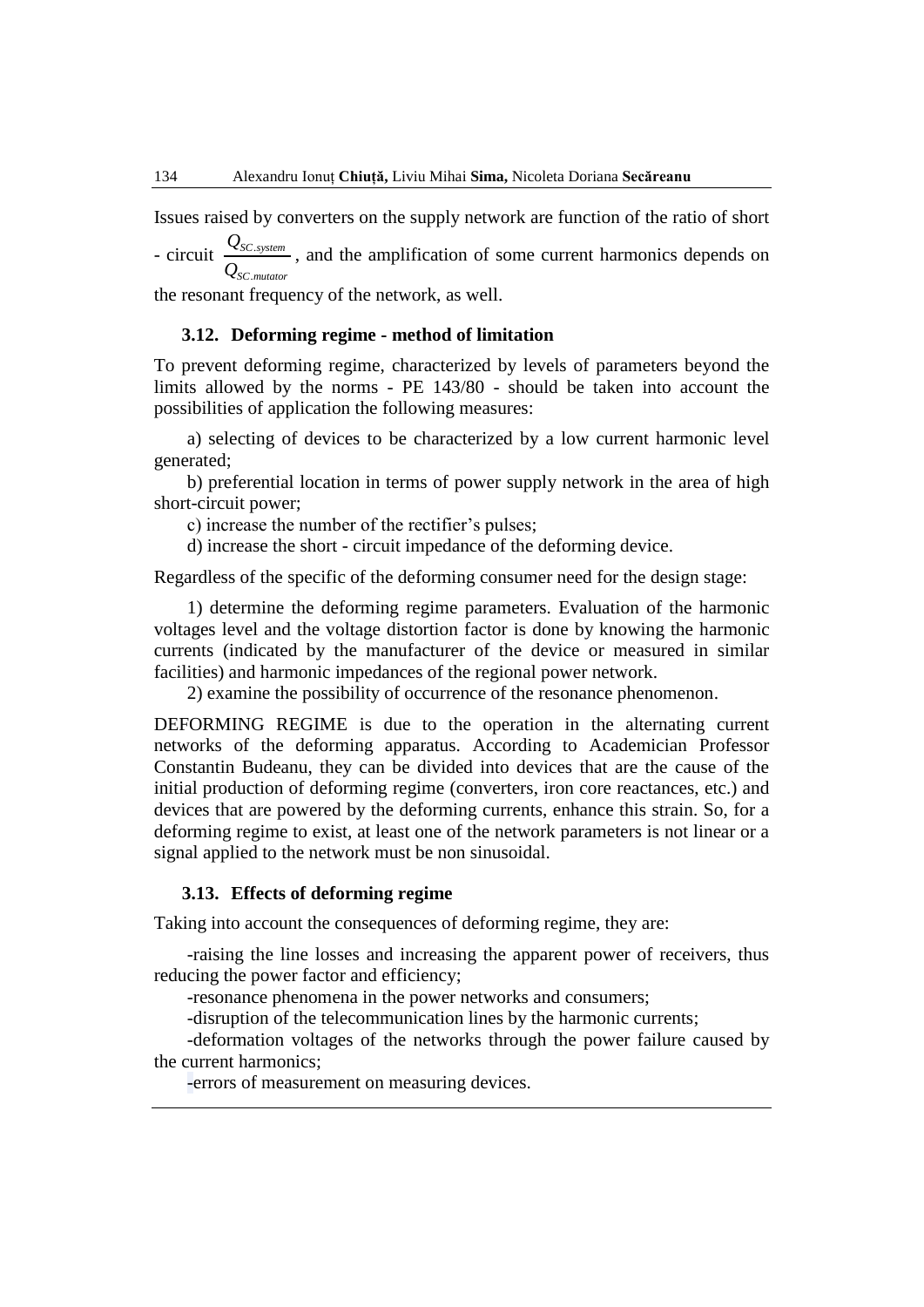Issues raised by converters on the supply network are function of the ratio of short - circuit $\frac{Q_{SC.system}}{Q_{SC.mutator}}$, and the amplification of some current harmonics depends on the resonant frequency of the network, as well.

### 3.12. Deforming regime - method of limitation

To prevent deforming regime, characterized by levels of parameters beyond the limits allowed by the norms - PE 143/80 - should be taken into account the possibilities of application the following measures:

a) selecting of devices to be characterized by a low current harmonic level generated;

b) preferential location in terms of power supply network in the area of high short-circuit power;

c) increase the number of the rectifier's pulses;

d) increase the short - circuit impedance of the deforming device.

Regardless of the specific of the deforming consumer need for the design stage:

1) determine the deforming regime parameters. Evaluation of the harmonic voltages level and the voltage distortion factor is done by knowing the harmonic currents (indicated by the manufacturer of the device or measured in similar facilities) and harmonic impedances of the regional power network.

2) examine the possibility of occurrence of the resonance phenomenon.

DEFORMING REGIME is due to the operation in the alternating current networks of the deforming apparatus. According to Academician Professor Constantin Budeanu, they can be divided into devices that are the cause of the initial production of deforming regime (converters, iron core reactances, etc.) and devices that are powered by the deforming currents, enhance this strain. So, for a deforming regime to exist, at least one of the network parameters is not linear or a signal applied to the network must be non sinusoidal.

### 3.13. Effects of deforming regime

Taking into account the consequences of deforming regime, they are:

-raising the line losses and increasing the apparent power of receivers, thus reducing the power factor and efficiency;

-resonance phenomena in the power networks and consumers;

-disruption of the telecommunication lines by the harmonic currents;

-deformation voltages of the networks through the power failure caused by the current harmonics;

-errors of measurement on measuring devices.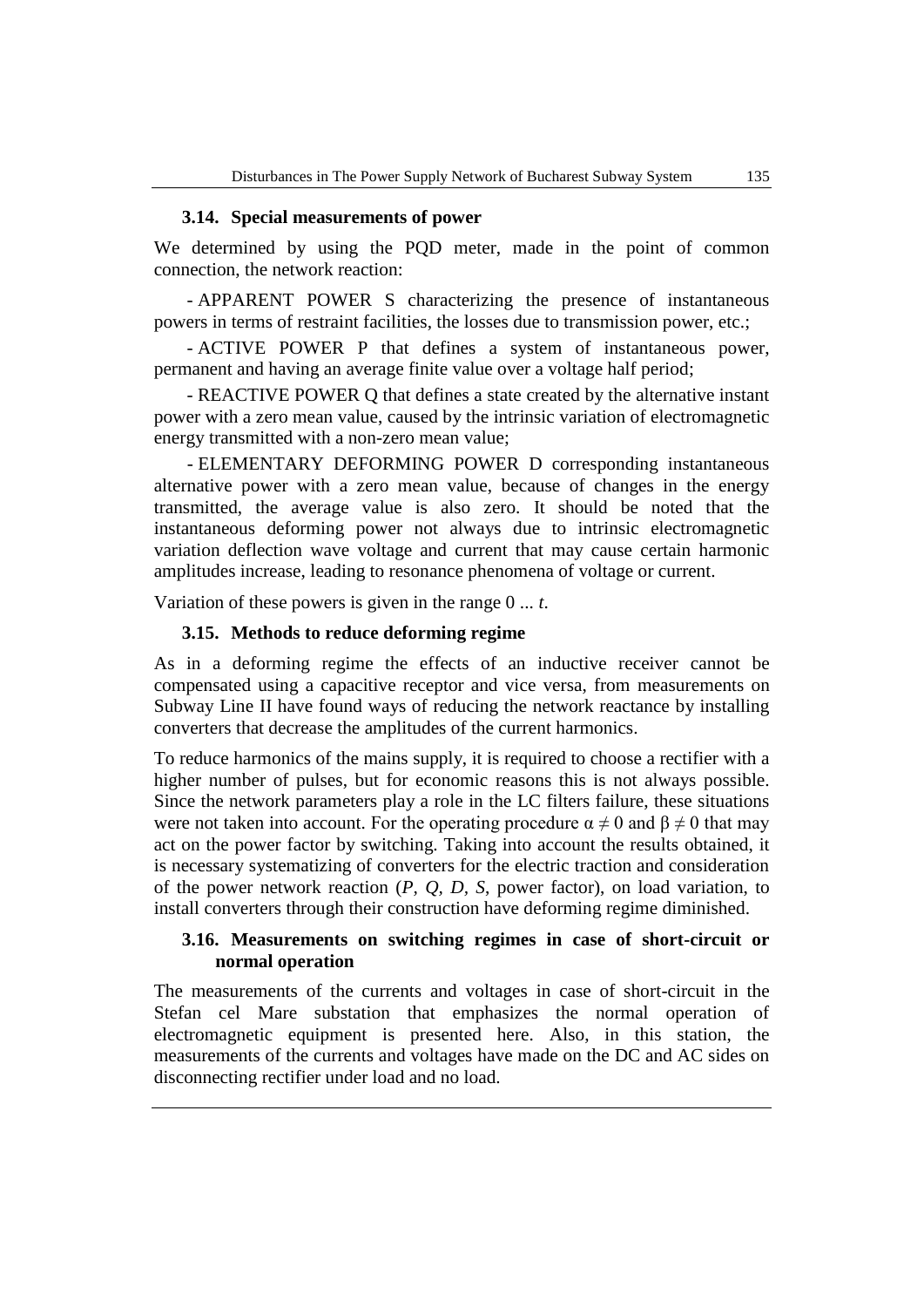### 3.14. Special measurements of power

We determined by using the PQD meter, made in the point of common connection, the network reaction:

- APPARENT POWER S characterizing the presence of instantaneous powers in terms of restraint facilities, the losses due to transmission power, etc.;

- ACTIVE POWER P that defines a system of instantaneous power, permanent and having an average finite value over a voltage half period;

- REACTIVE POWER Q that defines a state created by the alternative instant power with a zero mean value, caused by the intrinsic variation of electromagnetic energy transmitted with a non-zero mean value;

- ELEMENTARY DEFORMING POWER D corresponding instantaneous alternative power with a zero mean value, because of changes in the energy transmitted, the average value is also zero. It should be noted that the instantaneous deforming power not always due to intrinsic electromagnetic variation deflection wave voltage and current that may cause certain harmonic amplitudes increase, leading to resonance phenomena of voltage or current.

Variation of these powers is given in the range 0 ... *t*.

### 3.15. Methods to reduce deforming regime

As in a deforming regime the effects of an inductive receiver cannot be compensated using a capacitive receptor and vice versa, from measurements on Subway Line II have found ways of reducing the network reactance by installing converters that decrease the amplitudes of the current harmonics.

To reduce harmonics of the mains supply, it is required to choose a rectifier with a higher number of pulses, but for economic reasons this is not always possible. Since the network parameters play a role in the LC filters failure, these situations were not taken into account. For the operating procedure $\alpha \neq 0$ and $\beta \neq 0$ that may act on the power factor by switching. Taking into account the results obtained, it is necessary systematizing of converters for the electric traction and consideration of the power network reaction (*P, Q, D, S*, power factor), on load variation, to install converters through their construction have deforming regime diminished.

### 3.16. Measurements on switching regimes in case of short-circuit or normal operation

The measurements of the currents and voltages in case of short-circuit in the Stefan cel Mare substation that emphasizes the normal operation of electromagnetic equipment is presented here. Also, in this station, the measurements of the currents and voltages have made on the DC and AC sides on disconnecting rectifier under load and no load.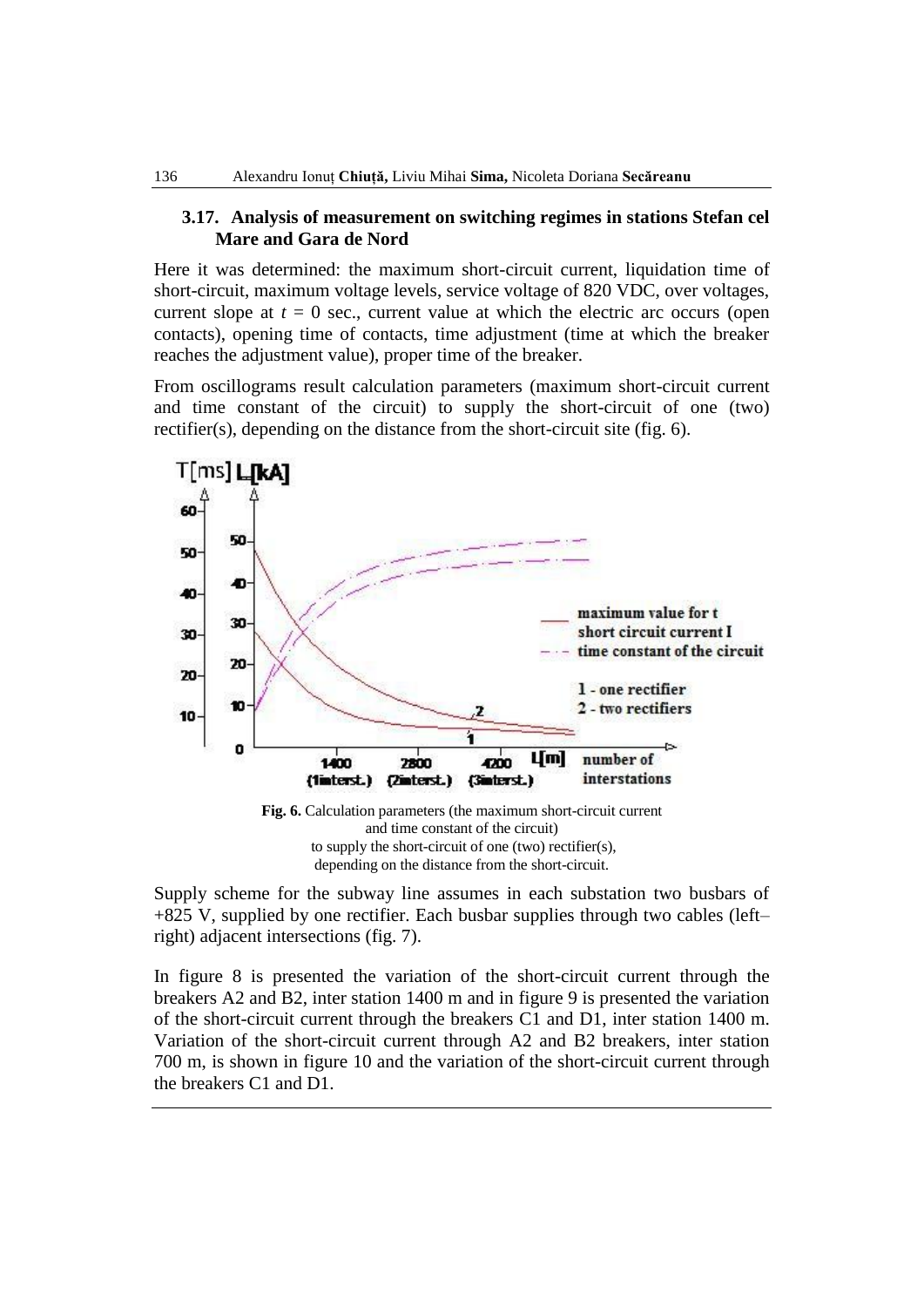### 3.17. Analysis of measurement on switching regimes in stations Stefan cel Mare and Gara de Nord

Here it was determined: the maximum short-circuit current, liquidation time of short-circuit, maximum voltage levels, service voltage of 820 VDC, over voltages, current slope at $t$ = 0 sec., current value at which the electric arc occurs (open contacts), opening time of contacts, time adjustment (time at which the breaker reaches the adjustment value), proper time of the breaker.

From oscillograms result calculation parameters (maximum short-circuit current and time constant of the circuit) to supply the short-circuit of one (two) rectifier(s), depending on the distance from the short-circuit site (fig. 6).

**Fig. 6.** Calculation parameters (the maximum short-circuit current and time constant of the circuit) to supply the short-circuit of one (two) rectifier(s), depending on the distance from the short-circuit.

Supply scheme for the subway line assumes in each substation two busbars of +825 V, supplied by one rectifier. Each busbar supplies through two cables (left–right) adjacent intersections (fig. 7).

In figure 8 is presented the variation of the short-circuit current through the breakers A2 and B2, inter station 1400 m and in figure 9 is presented the variation of the short-circuit current through the breakers C1 and D1, inter station 1400 m. Variation of the short-circuit current through A2 and B2 breakers, inter station 700 m, is shown in figure 10 and the variation of the short-circuit current through the breakers C1 and D1.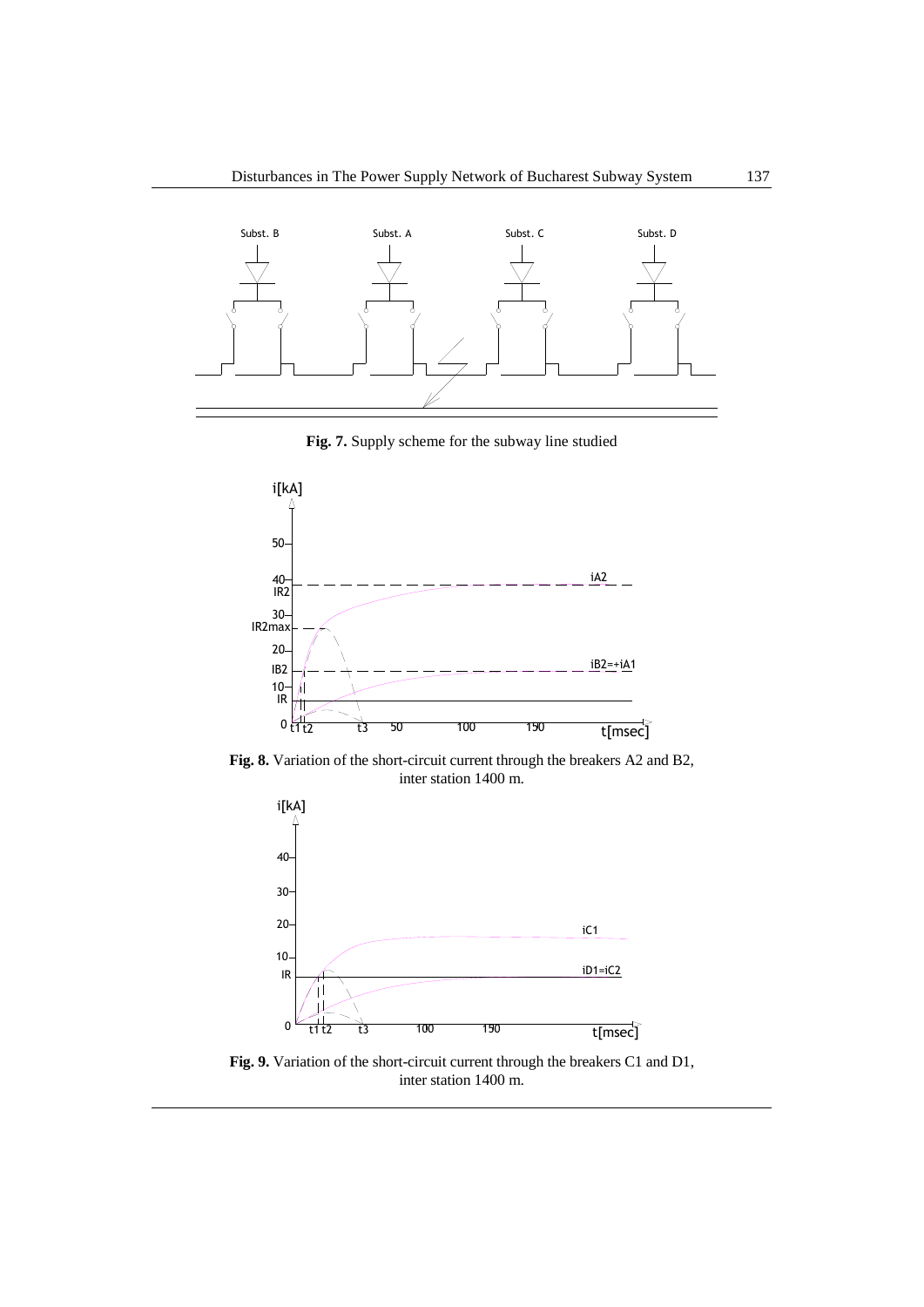**Fig. 7.** Supply scheme for the subway line studied

**Fig. 8.** Variation of the short-circuit current through the breakers A2 and B2, inter station 1400 m.

**Fig. 9.** Variation of the short-circuit current through the breakers C1 and D1, inter station 1400 m.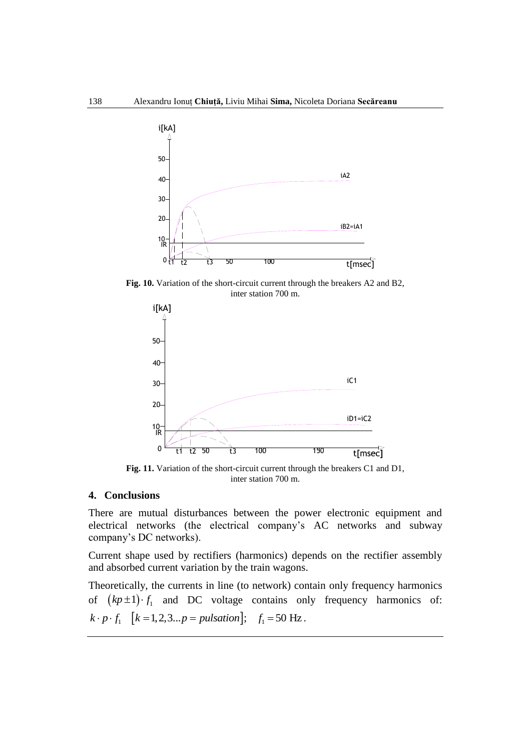Fig. 10. Variation of the short-circuit current through the breakers A2 and B2, inter station 700 m.

Fig. 11. Variation of the short-circuit current through the breakers C1 and D1, inter station 700 m.

## 4. Conclusions

There are mutual disturbances between the power electronic equipment and electrical networks (the electrical company's AC networks and subway company's DC networks).

Current shape used by rectifiers (harmonics) depends on the rectifier assembly and absorbed current variation by the train wagons.

Theoretically, the currents in line (to network) contain only frequency harmonics of $(kp \pm 1) \cdot f_1$ and DC voltage contains only frequency harmonics of: $k \cdot p \cdot f_1 \quad [k = 1, 2, 3 \ldots p = pulsation]; \quad f_1 = 50 \text{ Hz}$.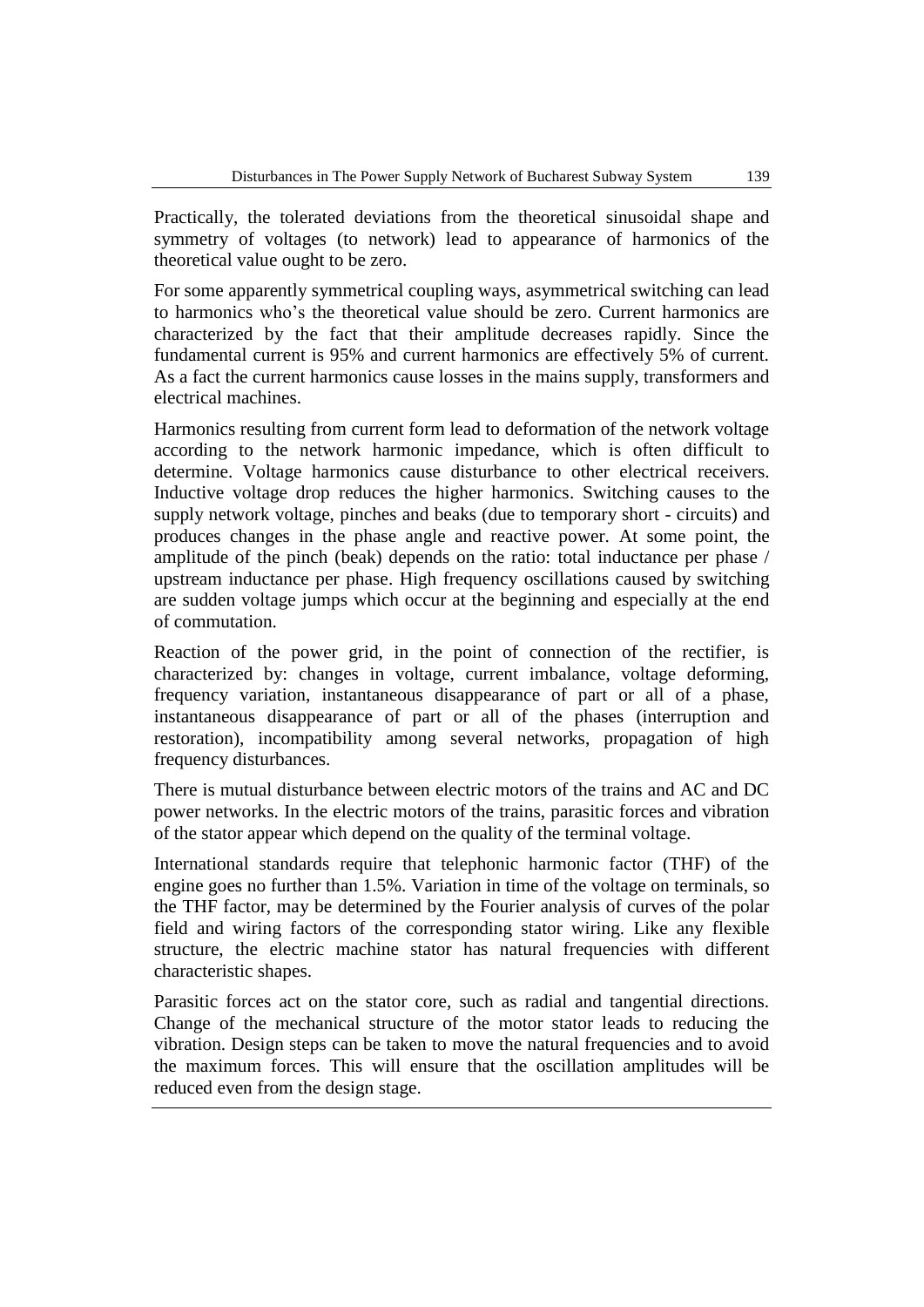Practically, the tolerated deviations from the theoretical sinusoidal shape and symmetry of voltages (to network) lead to appearance of harmonics of the theoretical value ought to be zero.

For some apparently symmetrical coupling ways, asymmetrical switching can lead to harmonics who's the theoretical value should be zero. Current harmonics are characterized by the fact that their amplitude decreases rapidly. Since the fundamental current is 95% and current harmonics are effectively 5% of current. As a fact the current harmonics cause losses in the mains supply, transformers and electrical machines.

Harmonics resulting from current form lead to deformation of the network voltage according to the network harmonic impedance, which is often difficult to determine. Voltage harmonics cause disturbance to other electrical receivers. Inductive voltage drop reduces the higher harmonics. Switching causes to the supply network voltage, pinches and beaks (due to temporary short - circuits) and produces changes in the phase angle and reactive power. At some point, the amplitude of the pinch (beak) depends on the ratio: total inductance per phase / upstream inductance per phase. High frequency oscillations caused by switching are sudden voltage jumps which occur at the beginning and especially at the end of commutation.

Reaction of the power grid, in the point of connection of the rectifier, is characterized by: changes in voltage, current imbalance, voltage deforming, frequency variation, instantaneous disappearance of part or all of a phase, instantaneous disappearance of part or all of the phases (interruption and restoration), incompatibility among several networks, propagation of high frequency disturbances.

There is mutual disturbance between electric motors of the trains and AC and DC power networks. In the electric motors of the trains, parasitic forces and vibration of the stator appear which depend on the quality of the terminal voltage.

International standards require that telephonic harmonic factor (THF) of the engine goes no further than 1.5%. Variation in time of the voltage on terminals, so the THF factor, may be determined by the Fourier analysis of curves of the polar field and wiring factors of the corresponding stator wiring. Like any flexible structure, the electric machine stator has natural frequencies with different characteristic shapes.

Parasitic forces act on the stator core, such as radial and tangential directions. Change of the mechanical structure of the motor stator leads to reducing the vibration. Design steps can be taken to move the natural frequencies and to avoid the maximum forces. This will ensure that the oscillation amplitudes will be reduced even from the design stage.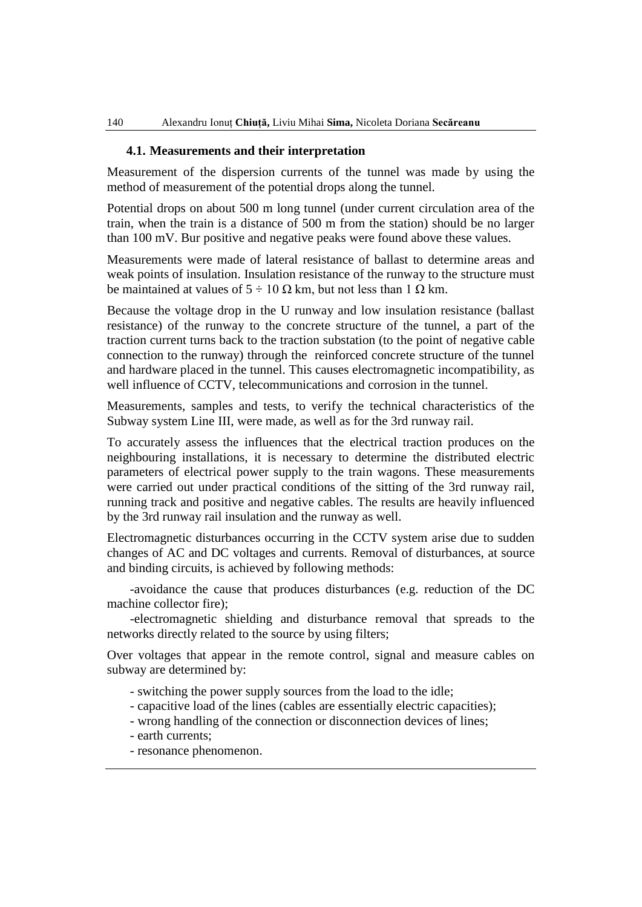### 4.1. Measurements and their interpretation

Measurement of the dispersion currents of the tunnel was made by using the method of measurement of the potential drops along the tunnel.

Potential drops on about 500 m long tunnel (under current circulation area of the train, when the train is a distance of 500 m from the station) should be no larger than 100 mV. Bur positive and negative peaks were found above these values.

Measurements were made of lateral resistance of ballast to determine areas and weak points of insulation. Insulation resistance of the runway to the structure must be maintained at values of $5 \div 10\ \Omega$ km, but not less than $1\ \Omega$ km.

Because the voltage drop in the U runway and low insulation resistance (ballast resistance) of the runway to the concrete structure of the tunnel, a part of the traction current turns back to the traction substation (to the point of negative cable connection to the runway) through the reinforced concrete structure of the tunnel and hardware placed in the tunnel. This causes electromagnetic incompatibility, as well influence of CCTV, telecommunications and corrosion in the tunnel.

Measurements, samples and tests, to verify the technical characteristics of the Subway system Line III, were made, as well as for the 3rd runway rail.

To accurately assess the influences that the electrical traction produces on the neighbouring installations, it is necessary to determine the distributed electric parameters of electrical power supply to the train wagons. These measurements were carried out under practical conditions of the sitting of the 3rd runway rail, running track and positive and negative cables. The results are heavily influenced by the 3rd runway rail insulation and the runway as well.

Electromagnetic disturbances occurring in the CCTV system arise due to sudden changes of AC and DC voltages and currents. Removal of disturbances, at source and binding circuits, is achieved by following methods:

-avoidance the cause that produces disturbances (e.g. reduction of the DC machine collector fire);

-electromagnetic shielding and disturbance removal that spreads to the networks directly related to the source by using filters;

Over voltages that appear in the remote control, signal and measure cables on subway are determined by:

- switching the power supply sources from the load to the idle;
- capacitive load of the lines (cables are essentially electric capacities);
- wrong handling of the connection or disconnection devices of lines;
- earth currents;
- resonance phenomenon.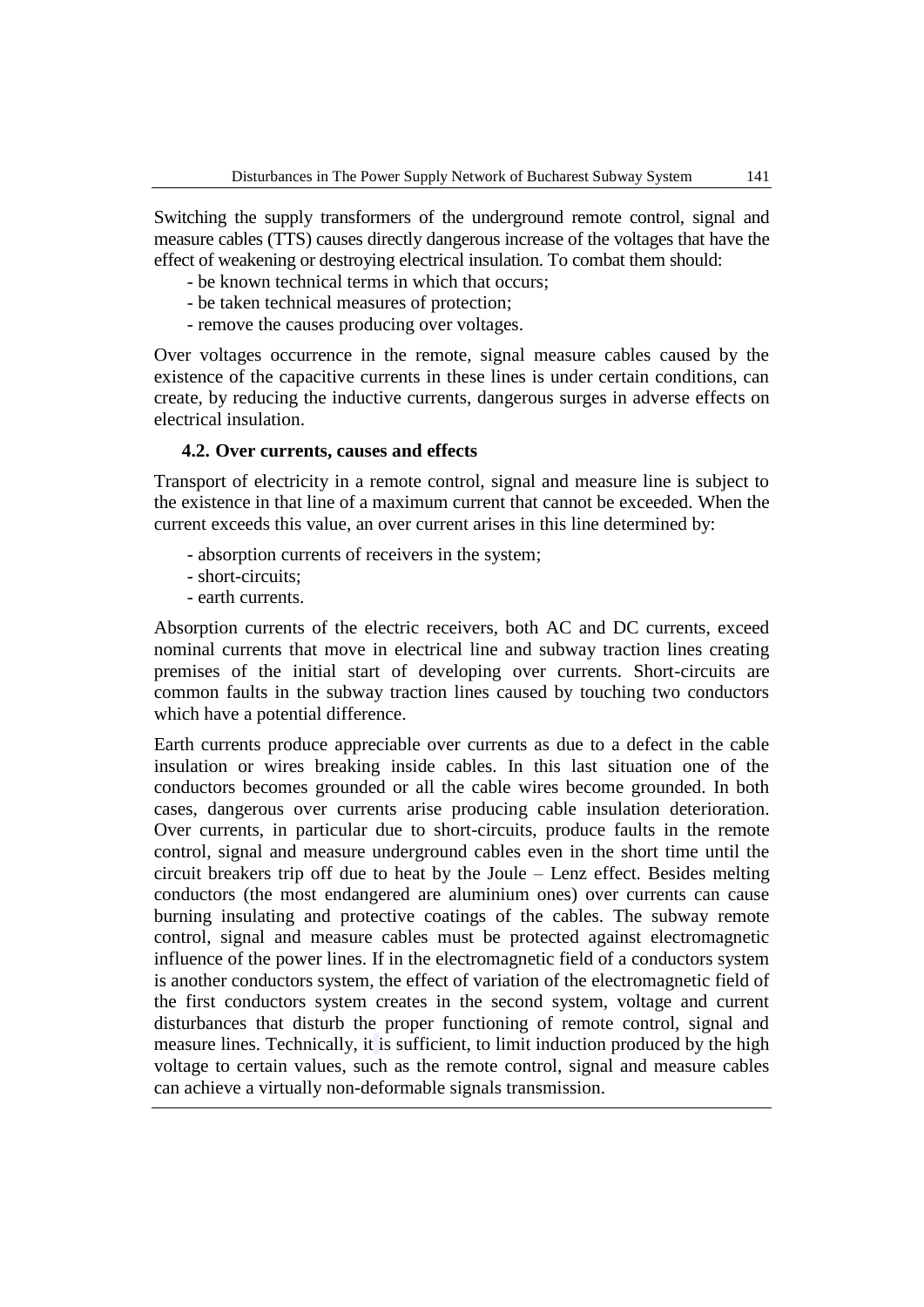Switching the supply transformers of the underground remote control, signal and measure cables (TTS) causes directly dangerous increase of the voltages that have the effect of weakening or destroying electrical insulation. To combat them should:

- be known technical terms in which that occurs;
- be taken technical measures of protection;
- remove the causes producing over voltages.

Over voltages occurrence in the remote, signal measure cables caused by the existence of the capacitive currents in these lines is under certain conditions, can create, by reducing the inductive currents, dangerous surges in adverse effects on electrical insulation.

### 4.2. Over currents, causes and effects

Transport of electricity in a remote control, signal and measure line is subject to the existence in that line of a maximum current that cannot be exceeded. When the current exceeds this value, an over current arises in this line determined by:

- absorption currents of receivers in the system;
- short-circuits;
- earth currents.

Absorption currents of the electric receivers, both AC and DC currents, exceed nominal currents that move in electrical line and subway traction lines creating premises of the initial start of developing over currents. Short-circuits are common faults in the subway traction lines caused by touching two conductors which have a potential difference.

Earth currents produce appreciable over currents as due to a defect in the cable insulation or wires breaking inside cables. In this last situation one of the conductors becomes grounded or all the cable wires become grounded. In both cases, dangerous over currents arise producing cable insulation deterioration. Over currents, in particular due to short-circuits, produce faults in the remote control, signal and measure underground cables even in the short time until the circuit breakers trip off due to heat by the Joule – Lenz effect. Besides melting conductors (the most endangered are aluminium ones) over currents can cause burning insulating and protective coatings of the cables. The subway remote control, signal and measure cables must be protected against electromagnetic influence of the power lines. If in the electromagnetic field of a conductors system is another conductors system, the effect of variation of the electromagnetic field of the first conductors system creates in the second system, voltage and current disturbances that disturb the proper functioning of remote control, signal and measure lines. Technically, it is sufficient, to limit induction produced by the high voltage to certain values, such as the remote control, signal and measure cables can achieve a virtually non-deformable signals transmission.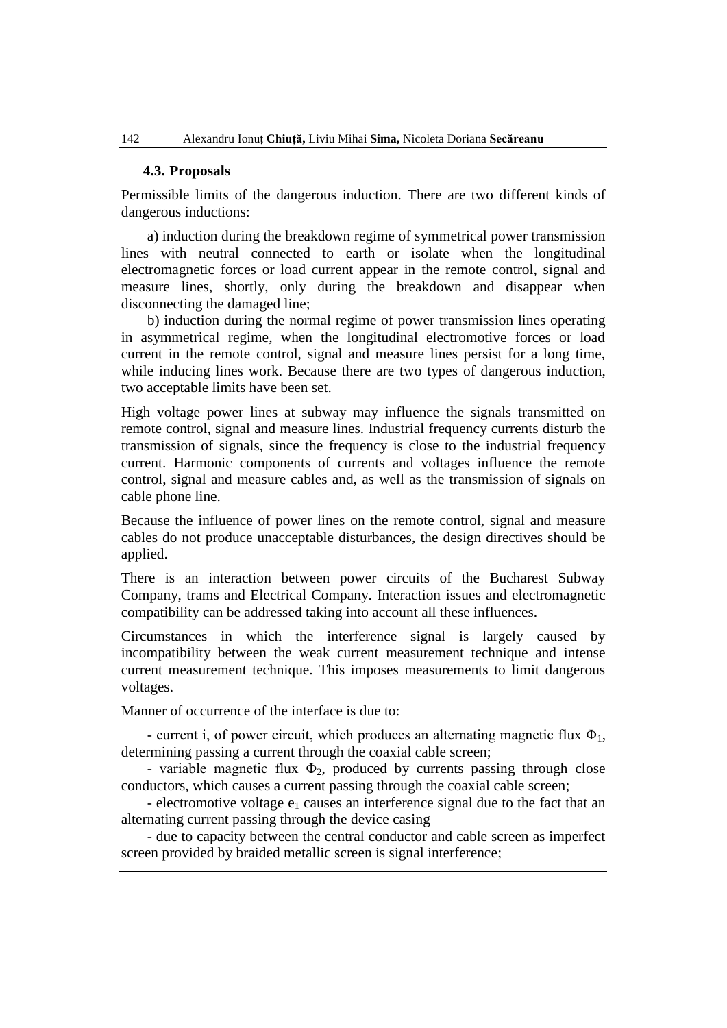### 4.3. Proposals

Permissible limits of the dangerous induction. There are two different kinds of dangerous inductions:

a) induction during the breakdown regime of symmetrical power transmission lines with neutral connected to earth or isolate when the longitudinal electromagnetic forces or load current appear in the remote control, signal and measure lines, shortly, only during the breakdown and disappear when disconnecting the damaged line;

b) induction during the normal regime of power transmission lines operating in asymmetrical regime, when the longitudinal electromotive forces or load current in the remote control, signal and measure lines persist for a long time, while inducing lines work. Because there are two types of dangerous induction, two acceptable limits have been set.

High voltage power lines at subway may influence the signals transmitted on remote control, signal and measure lines. Industrial frequency currents disturb the transmission of signals, since the frequency is close to the industrial frequency current. Harmonic components of currents and voltages influence the remote control, signal and measure cables and, as well as the transmission of signals on cable phone line.

Because the influence of power lines on the remote control, signal and measure cables do not produce unacceptable disturbances, the design directives should be applied.

There is an interaction between power circuits of the Bucharest Subway Company, trams and Electrical Company. Interaction issues and electromagnetic compatibility can be addressed taking into account all these influences.

Circumstances in which the interference signal is largely caused by incompatibility between the weak current measurement technique and intense current measurement technique. This imposes measurements to limit dangerous voltages.

Manner of occurrence of the interface is due to:

- current i, of power circuit, which produces an alternating magnetic flux $\Phi_1$, determining passing a current through the coaxial cable screen;
- variable magnetic flux $\Phi_2$, produced by currents passing through close conductors, which causes a current passing through the coaxial cable screen;
- electromotive voltage $e_1$ causes an interference signal due to the fact that an alternating current passing through the device casing
- due to capacity between the central conductor and cable screen as imperfect screen provided by braided metallic screen is signal interference;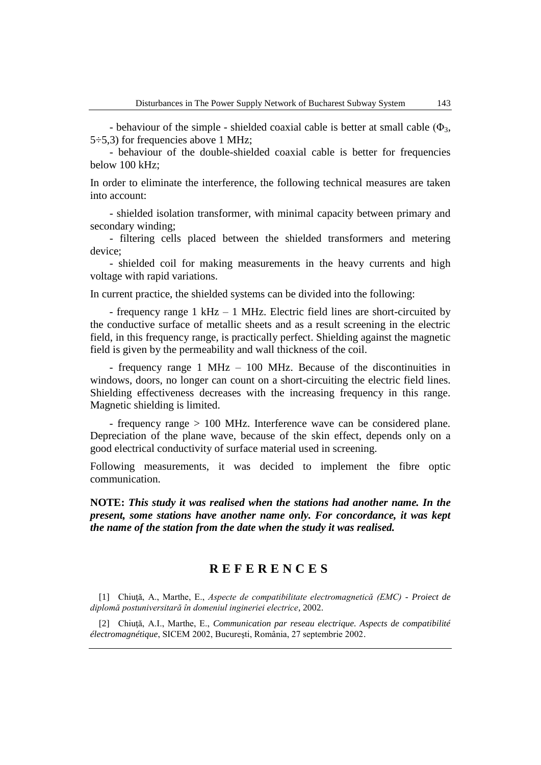- behaviour of the simple - shielded coaxial cable is better at small cable ($\Phi_3$, 5÷5,3) for frequencies above 1 MHz;

- behaviour of the double-shielded coaxial cable is better for frequencies below 100 kHz;

In order to eliminate the interference, the following technical measures are taken into account:

- shielded isolation transformer, with minimal capacity between primary and secondary winding;

- filtering cells placed between the shielded transformers and metering device;

- shielded coil for making measurements in the heavy currents and high voltage with rapid variations.

In current practice, the shielded systems can be divided into the following:

- frequency range 1 kHz – 1 MHz. Electric field lines are short-circuited by the conductive surface of metallic sheets and as a result screening in the electric field, in this frequency range, is practically perfect. Shielding against the magnetic field is given by the permeability and wall thickness of the coil.

- frequency range 1 MHz – 100 MHz. Because of the discontinuities in windows, doors, no longer can count on a short-circuiting the electric field lines. Shielding effectiveness decreases with the increasing frequency in this range. Magnetic shielding is limited.

- frequency range > 100 MHz. Interference wave can be considered plane. Depreciation of the plane wave, because of the skin effect, depends only on a good electrical conductivity of surface material used in screening.

Following measurements, it was decided to implement the fibre optic communication.

**NOTE:** ***This study it was realised when the stations had another name. In the present, some stations have another name only. For concordance, it was kept the name of the station from the date when the study it was realised.***

## R E F E R E N C E S

[1] Chiuţă, A., Marthe, E., *Aspecte de compatibilitate electromagnetică (EMC) - Proiect de diplomă postuniversitară în domeniul ingineriei electrice*, 2002.

[2] Chiuţă, A.I., Marthe, E., *Communication par reseau electrique. Aspects de compatibilité électromagnétique*, SICEM 2002, Bucureşti, România, 27 septembrie 2002.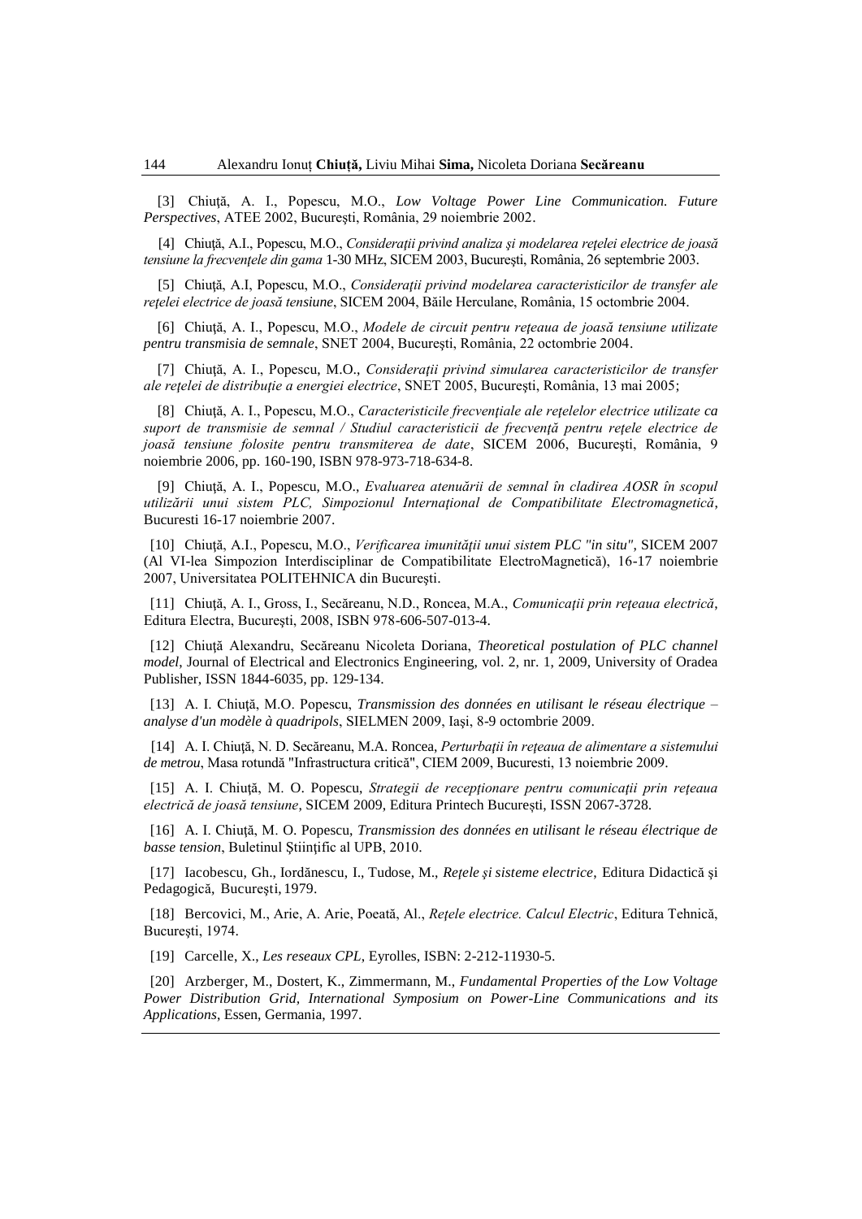[3] Chiuţă, A. I., Popescu, M.O., *Low Voltage Power Line Communication. Future Perspectives*, ATEE 2002, Bucureşti, România, 29 noiembrie 2002.

[4] Chiuţă, A.I., Popescu, M.O., *Consideraţii privind analiza şi modelarea reţelei electrice de joasă tensiune la frecvenţele din gama* 1-30 MHz, SICEM 2003, Bucureşti, România, 26 septembrie 2003.

[5] Chiuţă, A.I, Popescu, M.O., *Consideraţii privind modelarea caracteristicilor de transfer ale reţelei electrice de joasă tensiune*, SICEM 2004, Băile Herculane, România, 15 octombrie 2004.

[6] Chiuţă, A. I., Popescu, M.O., *Modele de circuit pentru reţeaua de joasă tensiune utilizate pentru transmisia de semnale*, SNET 2004, Bucureşti, România, 22 octombrie 2004.

[7] Chiuţă, A. I., Popescu, M.O., *Consideraţii privind simularea caracteristicilor de transfer ale reţelei de distribuţie a energiei electrice*, SNET 2005, Bucureşti, România, 13 mai 2005;

[8] Chiuţă, A. I., Popescu, M.O., *Caracteristicile frecvenţiale ale reţelelor electrice utilizate ca suport de transmisie de semnal / Studiul caracteristicii de frecvenţă pentru reţele electrice de joasă tensiune folosite pentru transmiterea de date*, SICEM 2006, Bucureşti, România, 9 noiembrie 2006, pp. 160-190, ISBN 978-973-718-634-8.

[9] Chiuţă, A. I., Popescu, M.O., *Evaluarea atenuării de semnal în cladirea AOSR în scopul utilizării unui sistem PLC, Simpozionul Internaţional de Compatibilitate Electromagnetică*, Bucuresti 16-17 noiembrie 2007.

[10] Chiuţă, A.I., Popescu, M.O., *Verificarea imunităţii unui sistem PLC "in situ"*, SICEM 2007 (Al VI-lea Simpozion Interdisciplinar de Compatibilitate ElectroMagnetică), 16-17 noiembrie 2007, Universitatea POLITEHNICA din Bucureşti.

[11] Chiuţă, A. I., Gross, I., Secăreanu, N.D., Roncea, M.A., *Comunicaţii prin reţeaua electrică*, Editura Electra, Bucureşti, 2008, ISBN 978-606-507-013-4.

[12] Chiuţă Alexandru, Secăreanu Nicoleta Doriana, *Theoretical postulation of PLC channel model*, Journal of Electrical and Electronics Engineering, vol. 2, nr. 1, 2009, University of Oradea Publisher, ISSN 1844-6035, pp. 129-134.

[13] A. I. Chiuţă, M.O. Popescu, *Transmission des données en utilisant le réseau électrique – analyse d'un modèle à quadripols*, SIELMEN 2009, Iaşi, 8-9 octombrie 2009.

[14] A. I. Chiuţă, N. D. Secăreanu, M.A. Roncea, *Perturbaţii în reţeaua de alimentare a sistemului de metrou*, Masa rotundă "Infrastructura critică", CIEM 2009, Bucuresti, 13 noiembrie 2009.

[15] A. I. Chiuţă, M. O. Popescu, *Strategii de recepţionare pentru comunicaţii prin reţeaua electrică de joasă tensiune*, SICEM 2009, Editura Printech Bucureşti, ISSN 2067-3728.

[16] A. I. Chiuţă, M. O. Popescu, *Transmission des données en utilisant le réseau électrique de basse tension*, Buletinul Ştiinţific al UPB, 2010.

[17] Iacobescu, Gh., Iordănescu, I., Tudose, M., *Reţele şi sisteme electrice*, Editura Didactică şi Pedagogică, Bucureşti, 1979.

[18] Bercovici, M., Arie, A. Arie, Poeată, Al., *Reţele electrice. Calcul Electric*, Editura Tehnică, Bucureşti, 1974.

[19] Carcelle, X., *Les reseaux CPL*, Eyrolles, ISBN: 2-212-11930-5.

[20] Arzberger, M., Dostert, K., Zimmermann, M., *Fundamental Properties of the Low Voltage Power Distribution Grid, International Symposium on Power-Line Communications and its Applications*, Essen, Germania, 1997.